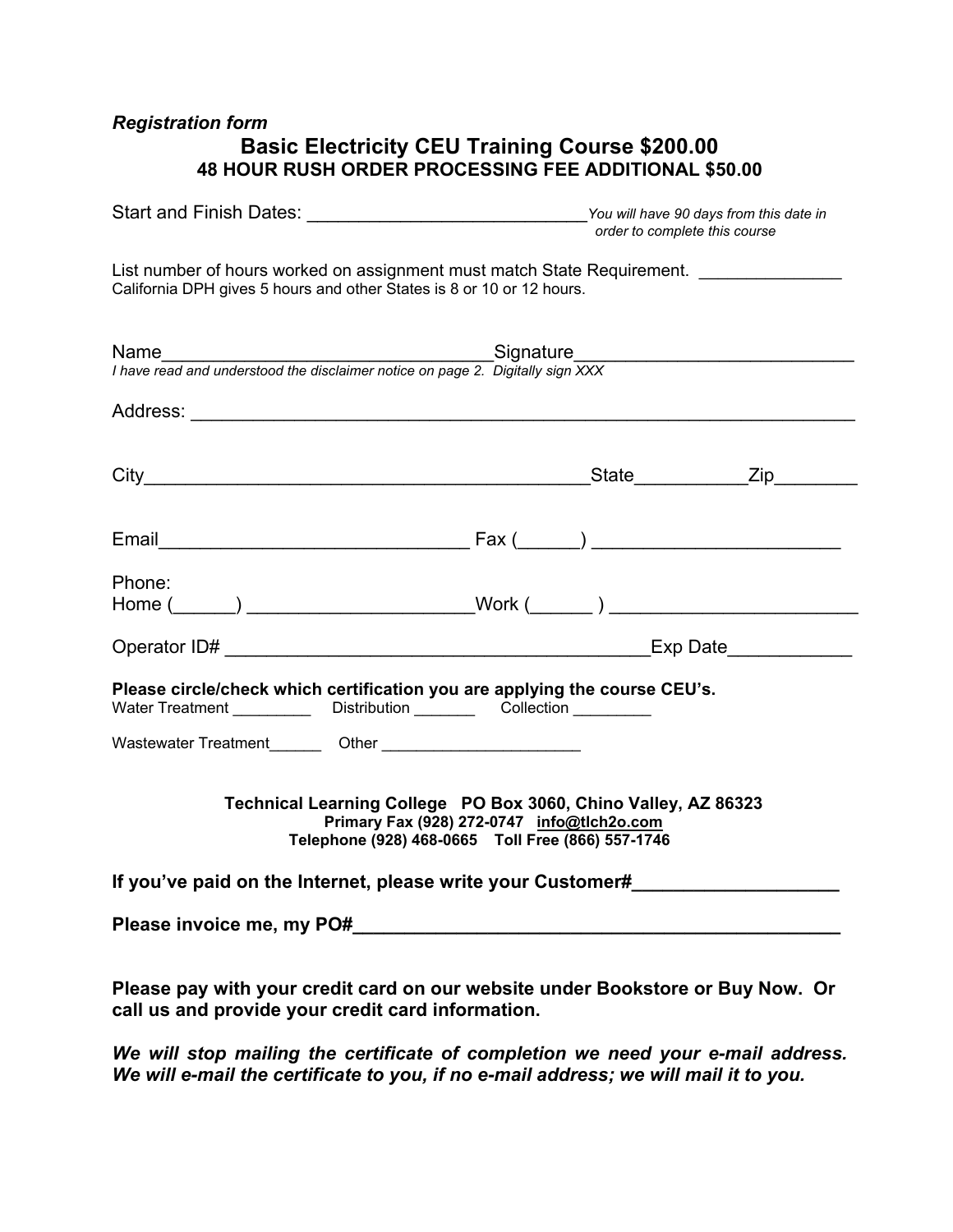*Registration form*

## Basic Electricity CEU Training Course $200.00

**48 HOUR RUSH ORDER PROCESSING FEE ADDITIONAL $50.00**

Start and Finish Dates: ___________________________ *You will have 90 days from this date in order to complete this course*

List number of hours worked on assignment must match State Requirement. ______________
California DPH gives 5 hours and other States is 8 or 10 or 12 hours.

Name_______________________________ Signature__________________________
*I have read and understood the disclaimer notice on page 2. Digitally sign XXX*

Address: ______________________________________________________________

City__________________________________________ State__________ Zip________

Email_____________________________ Fax (______) _______________________

Phone:
Home (______) _____________________ Work (______ ) _______________________

Operator ID# _________________________________________ Exp Date___________

**Please circle/check which certification you are applying the course CEU's.**
Water Treatment _________ Distribution _______ Collection _________

Wastewater Treatment______ Other ______________________

**Technical Learning College PO Box 3060, Chino Valley, AZ 86323**
**Primary Fax (928) 272-0747 info@tlch2o.com**
**Telephone (928) 468-0665 Toll Free (866) 557-1746**

**If you've paid on the Internet, please write your Customer#___________________**

**Please invoice me, my PO#_______________________________________________**

**Please pay with your credit card on our website under Bookstore or Buy Now. Or call us and provide your credit card information.**

***We will stop mailing the certificate of completion we need your e-mail address. We will e-mail the certificate to you, if no e-mail address; we will mail it to you.***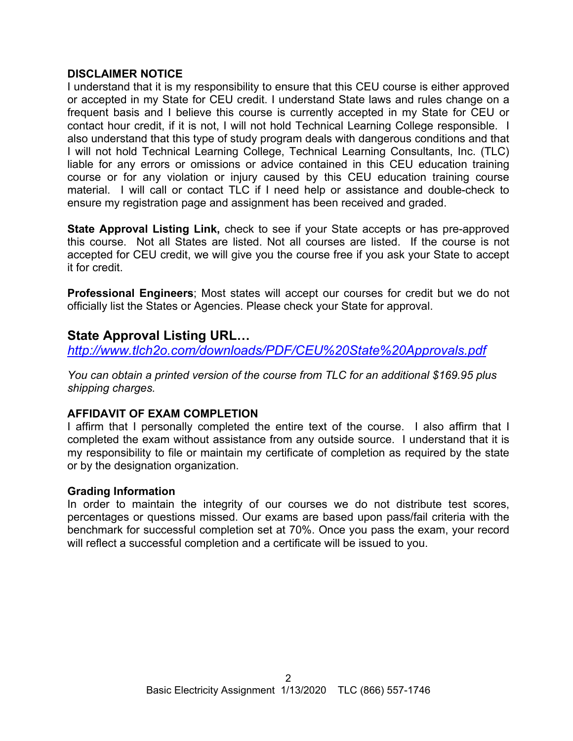**DISCLAIMER NOTICE**

I understand that it is my responsibility to ensure that this CEU course is either approved or accepted in my State for CEU credit. I understand State laws and rules change on a frequent basis and I believe this course is currently accepted in my State for CEU or contact hour credit, if it is not, I will not hold Technical Learning College responsible. I also understand that this type of study program deals with dangerous conditions and that I will not hold Technical Learning College, Technical Learning Consultants, Inc. (TLC) liable for any errors or omissions or advice contained in this CEU education training course or for any violation or injury caused by this CEU education training course material. I will call or contact TLC if I need help or assistance and double-check to ensure my registration page and assignment has been received and graded.

**State Approval Listing Link,** check to see if your State accepts or has pre-approved this course. Not all States are listed. Not all courses are listed. If the course is not accepted for CEU credit, we will give you the course free if you ask your State to accept it for credit.

**Professional Engineers**; Most states will accept our courses for credit but we do not officially list the States or Agencies. Please check your State for approval.

## State Approval Listing URL…

*http://www.tlch2o.com/downloads/PDF/CEU%20State%20Approvals.pdf*

*You can obtain a printed version of the course from TLC for an additional $169.95 plus shipping charges.*

**AFFIDAVIT OF EXAM COMPLETION**

I affirm that I personally completed the entire text of the course. I also affirm that I completed the exam without assistance from any outside source. I understand that it is my responsibility to file or maintain my certificate of completion as required by the state or by the designation organization.

**Grading Information**

In order to maintain the integrity of our courses we do not distribute test scores, percentages or questions missed. Our exams are based upon pass/fail criteria with the benchmark for successful completion set at 70%. Once you pass the exam, your record will reflect a successful completion and a certificate will be issued to you.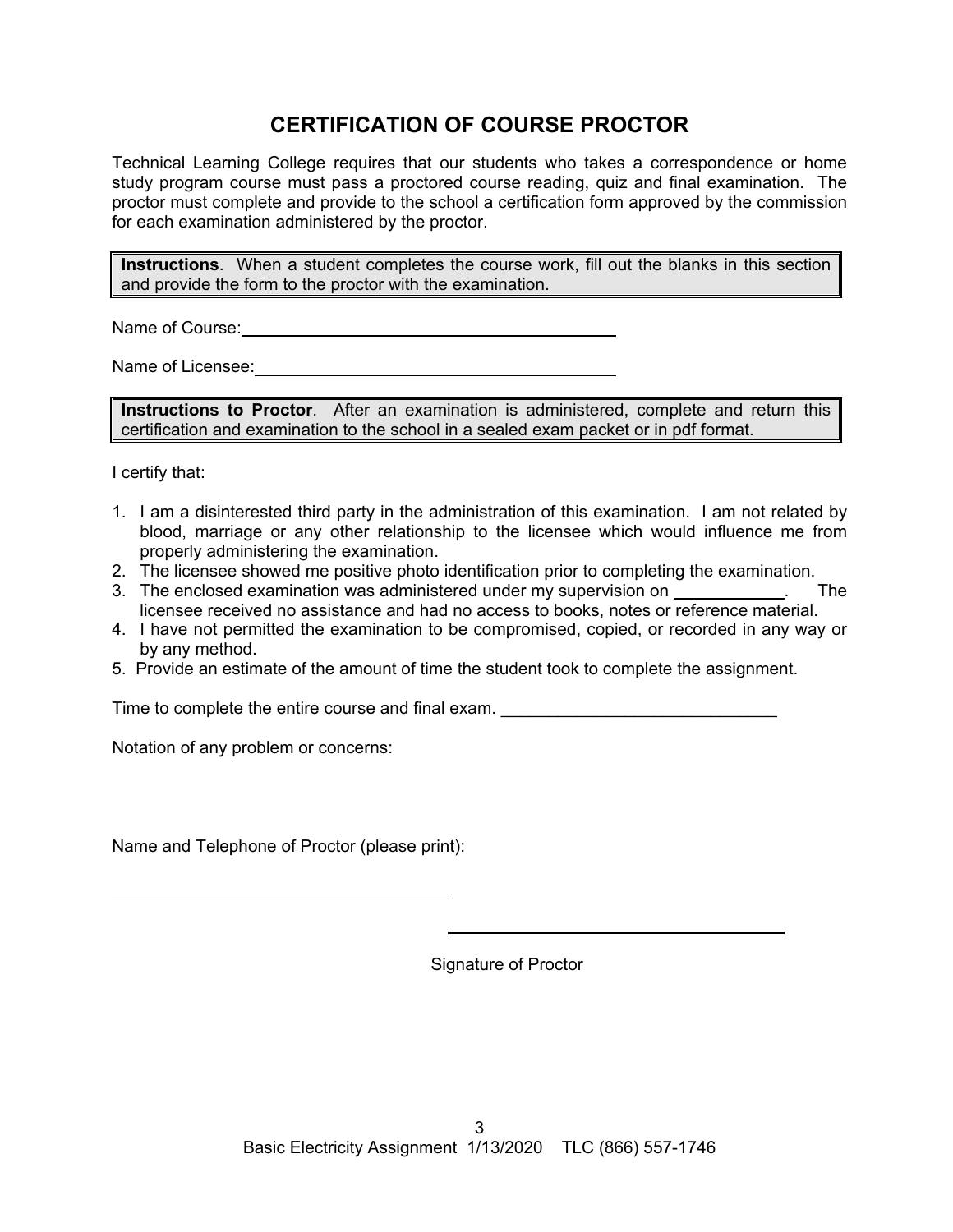# CERTIFICATION OF COURSE PROCTOR

Technical Learning College requires that our students who takes a correspondence or home study program course must pass a proctored course reading, quiz and final examination. The proctor must complete and provide to the school a certification form approved by the commission for each examination administered by the proctor.

> **Instructions**. When a student completes the course work, fill out the blanks in this section and provide the form to the proctor with the examination.

Name of Course: ___________________________________________

Name of Licensee: ___________________________________________

> **Instructions to Proctor**. After an examination is administered, complete and return this certification and examination to the school in a sealed exam packet or in pdf format.

I certify that:

1. I am a disinterested third party in the administration of this examination. I am not related by blood, marriage or any other relationship to the licensee which would influence me from properly administering the examination.
2. The licensee showed me positive photo identification prior to completing the examination.
3. The enclosed examination was administered under my supervision on ____________. The licensee received no assistance and had no access to books, notes or reference material.
4. I have not permitted the examination to be compromised, copied, or recorded in any way or by any method.
5. Provide an estimate of the amount of time the student took to complete the assignment.

Time to complete the entire course and final exam. _____________________________

Notation of any problem or concerns:

Name and Telephone of Proctor (please print):

_____________________________________

_____________________________________

Signature of Proctor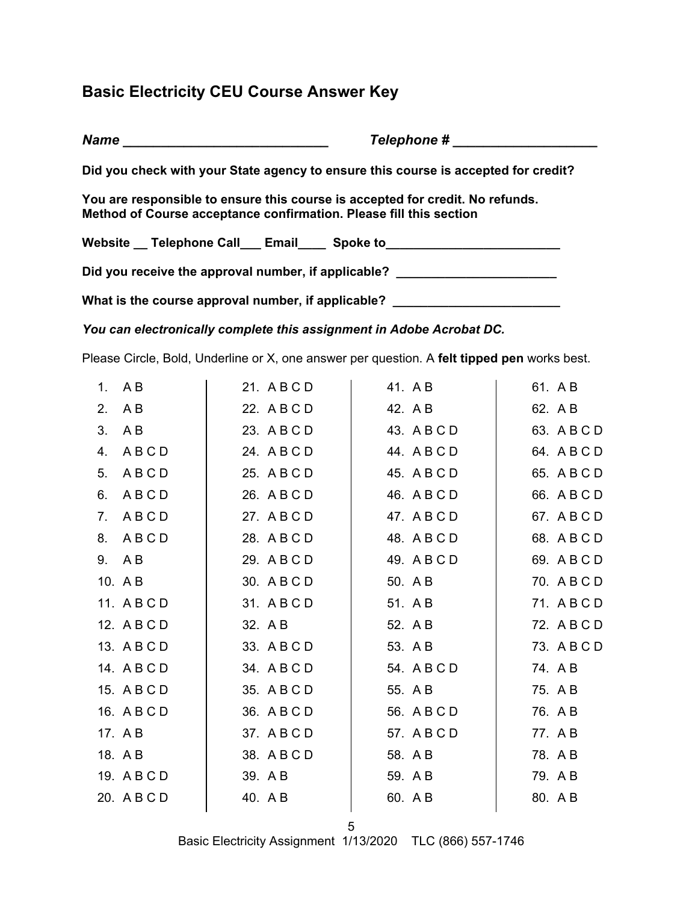## Basic Electricity CEU Course Answer Key

***Name \_\_\_\_\_\_\_\_\_\_\_\_\_\_\_\_\_\_\_\_\_\_\_\_\_\_\_\_ Telephone # \_\_\_\_\_\_\_\_\_\_\_\_\_\_\_\_\_\_\_\_***

**Did you check with your State agency to ensure this course is accepted for credit?**

**You are responsible to ensure this course is accepted for credit. No refunds.**
**Method of Course acceptance confirmation. Please fill this section**

**Website \_\_ Telephone Call\_\_\_ Email\_\_\_\_ Spoke to\_\_\_\_\_\_\_\_\_\_\_\_\_\_\_\_\_\_\_\_\_\_\_\_\_**

**Did you receive the approval number, if applicable? \_\_\_\_\_\_\_\_\_\_\_\_\_\_\_\_\_\_\_\_\_\_\_**

**What is the course approval number, if applicable? \_\_\_\_\_\_\_\_\_\_\_\_\_\_\_\_\_\_\_\_\_\_\_\_\_**

***You can electronically complete this assignment in Adobe Acrobat DC.***

Please Circle, Bold, Underline or X, one answer per question. A **felt tipped pen** works best.

| | | | |
|---|---|---|---|
| 1. A B | 21. A B C D | 41. A B | 61. A B |
| 2. A B | 22. A B C D | 42. A B | 62. A B |
| 3. A B | 23. A B C D | 43. A B C D | 63. A B C D |
| 4. A B C D | 24. A B C D | 44. A B C D | 64. A B C D |
| 5. A B C D | 25. A B C D | 45. A B C D | 65. A B C D |
| 6. A B C D | 26. A B C D | 46. A B C D | 66. A B C D |
| 7. A B C D | 27. A B C D | 47. A B C D | 67. A B C D |
| 8. A B C D | 28. A B C D | 48. A B C D | 68. A B C D |
| 9. A B | 29. A B C D | 49. A B C D | 69. A B C D |
| 10. A B | 30. A B C D | 50. A B | 70. A B C D |
| 11. A B C D | 31. A B C D | 51. A B | 71. A B C D |
| 12. A B C D | 32. A B | 52. A B | 72. A B C D |
| 13. A B C D | 33. A B C D | 53. A B | 73. A B C D |
| 14. A B C D | 34. A B C D | 54. A B C D | 74. A B |
| 15. A B C D | 35. A B C D | 55. A B | 75. A B |
| 16. A B C D | 36. A B C D | 56. A B C D | 76. A B |
| 17. A B | 37. A B C D | 57. A B C D | 77. A B |
| 18. A B | 38. A B C D | 58. A B | 78. A B |
| 19. A B C D | 39. A B | 59. A B | 79. A B |
| 20. A B C D | 40. A B | 60. A B | 80. A B |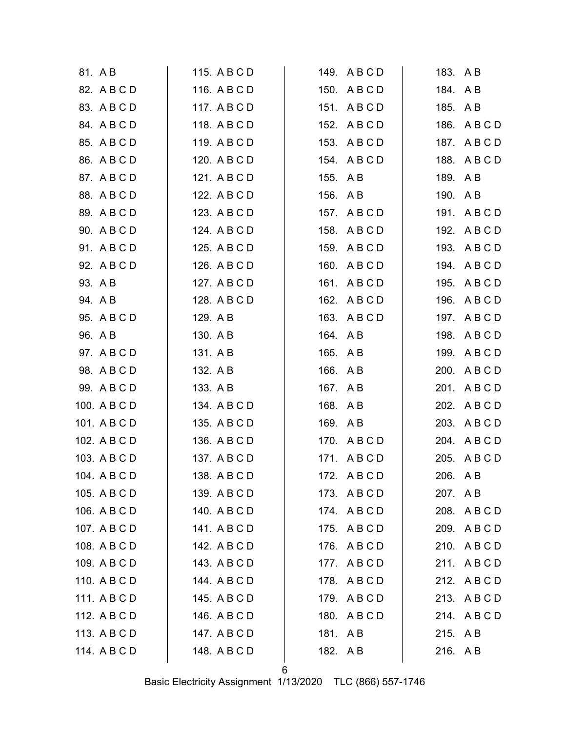81. A B
82. A B C D
83. A B C D
84. A B C D
85. A B C D
86. A B C D
87. A B C D
88. A B C D
89. A B C D
90. A B C D
91. A B C D
92. A B C D
93. A B
94. A B
95. A B C D
96. A B
97. A B C D
98. A B C D
99. A B C D
100. A B C D
101. A B C D
102. A B C D
103. A B C D
104. A B C D
105. A B C D
106. A B C D
107. A B C D
108. A B C D
109. A B C D
110. A B C D
111. A B C D
112. A B C D
113. A B C D
114. A B C D
115. A B C D
116. A B C D
117. A B C D
118. A B C D
119. A B C D
120. A B C D
121. A B C D
122. A B C D
123. A B C D
124. A B C D
125. A B C D
126. A B C D
127. A B C D
128. A B C D
129. A B
130. A B
131. A B
132. A B
133. A B
134. A B C D
135. A B C D
136. A B C D
137. A B C D
138. A B C D
139. A B C D
140. A B C D
141. A B C D
142. A B C D
143. A B C D
144. A B C D
145. A B C D
146. A B C D
147. A B C D
148. A B C D
149. A B C D
150. A B C D
151. A B C D
152. A B C D
153. A B C D
154. A B C D
155. A B
156. A B
157. A B C D
158. A B C D
159. A B C D
160. A B C D
161. A B C D
162. A B C D
163. A B C D
164. A B
165. A B
166. A B
167. A B
168. A B
169. A B
170. A B C D
171. A B C D
172. A B C D
173. A B C D
174. A B C D
175. A B C D
176. A B C D
177. A B C D
178. A B C D
179. A B C D
180. A B C D
181. A B
182. A B
183. A B
184. A B
185. A B
186. A B C D
187. A B C D
188. A B C D
189. A B
190. A B
191. A B C D
192. A B C D
193. A B C D
194. A B C D
195. A B C D
196. A B C D
197. A B C D
198. A B C D
199. A B C D
200. A B C D
201. A B C D
202. A B C D
203. A B C D
204. A B C D
205. A B C D
206. A B
207. A B
208. A B C D
209. A B C D
210. A B C D
211. A B C D
212. A B C D
213. A B C D
214. A B C D
215. A B
216. A B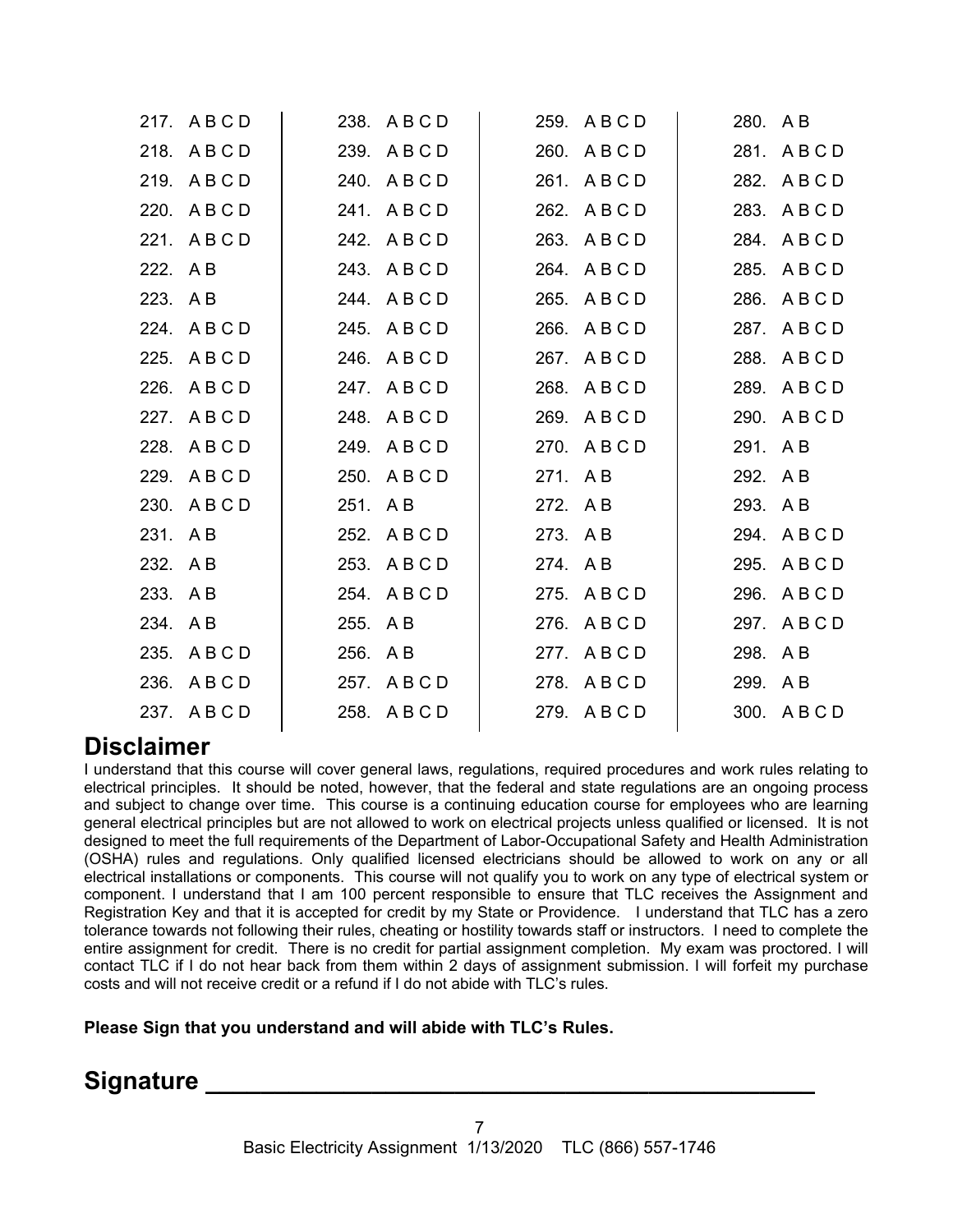| | | | |
|---|---|---|---|
| 217. A B C D | 238. A B C D | 259. A B C D | 280. A B |
| 218. A B C D | 239. A B C D | 260. A B C D | 281. A B C D |
| 219. A B C D | 240. A B C D | 261. A B C D | 282. A B C D |
| 220. A B C D | 241. A B C D | 262. A B C D | 283. A B C D |
| 221. A B C D | 242. A B C D | 263. A B C D | 284. A B C D |
| 222. A B | 243. A B C D | 264. A B C D | 285. A B C D |
| 223. A B | 244. A B C D | 265. A B C D | 286. A B C D |
| 224. A B C D | 245. A B C D | 266. A B C D | 287. A B C D |
| 225. A B C D | 246. A B C D | 267. A B C D | 288. A B C D |
| 226. A B C D | 247. A B C D | 268. A B C D | 289. A B C D |
| 227. A B C D | 248. A B C D | 269. A B C D | 290. A B C D |
| 228. A B C D | 249. A B C D | 270. A B C D | 291. A B |
| 229. A B C D | 250. A B C D | 271. A B | 292. A B |
| 230. A B C D | 251. A B | 272. A B | 293. A B |
| 231. A B | 252. A B C D | 273. A B | 294. A B C D |
| 232. A B | 253. A B C D | 274. A B | 295. A B C D |
| 233. A B | 254. A B C D | 275. A B C D | 296. A B C D |
| 234. A B | 255. A B | 276. A B C D | 297. A B C D |
| 235. A B C D | 256. A B | 277. A B C D | 298. A B |
| 236. A B C D | 257. A B C D | 278. A B C D | 299. A B |
| 237. A B C D | 258. A B C D | 279. A B C D | 300. A B C D |

## Disclaimer

I understand that this course will cover general laws, regulations, required procedures and work rules relating to electrical principles. It should be noted, however, that the federal and state regulations are an ongoing process and subject to change over time. This course is a continuing education course for employees who are learning general electrical principles but are not allowed to work on electrical projects unless qualified or licensed. It is not designed to meet the full requirements of the Department of Labor-Occupational Safety and Health Administration (OSHA) rules and regulations. Only qualified licensed electricians should be allowed to work on any or all electrical installations or components. This course will not qualify you to work on any type of electrical system or component. I understand that I am 100 percent responsible to ensure that TLC receives the Assignment and Registration Key and that it is accepted for credit by my State or Providence. I understand that TLC has a zero tolerance towards not following their rules, cheating or hostility towards staff or instructors. I need to complete the entire assignment for credit. There is no credit for partial assignment completion. My exam was proctored. I will contact TLC if I do not hear back from them within 2 days of assignment submission. I will forfeit my purchase costs and will not receive credit or a refund if I do not abide with TLC's rules.

**Please Sign that you understand and will abide with TLC's Rules.**

## Signature ___________________________________________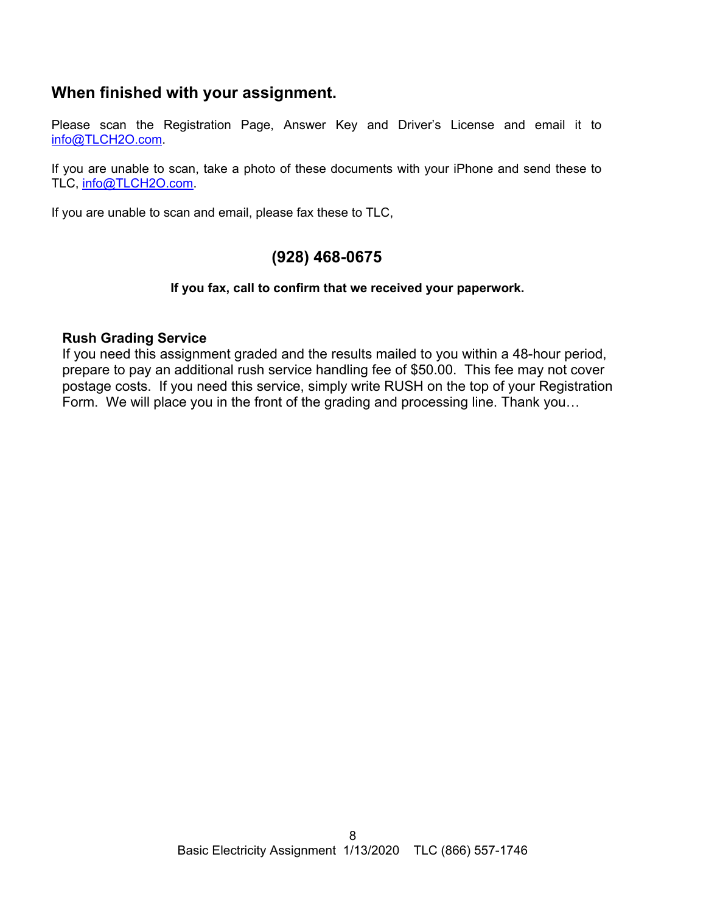## When finished with your assignment.

Please scan the Registration Page, Answer Key and Driver's License and email it to info@TLCH2O.com.

If you are unable to scan, take a photo of these documents with your iPhone and send these to TLC, info@TLCH2O.com.

If you are unable to scan and email, please fax these to TLC,

**(928) 468-0675**

**If you fax, call to confirm that we received your paperwork.**

**Rush Grading Service**
If you need this assignment graded and the results mailed to you within a 48-hour period, prepare to pay an additional rush service handling fee of $50.00. This fee may not cover postage costs. If you need this service, simply write RUSH on the top of your Registration Form. We will place you in the front of the grading and processing line. Thank you…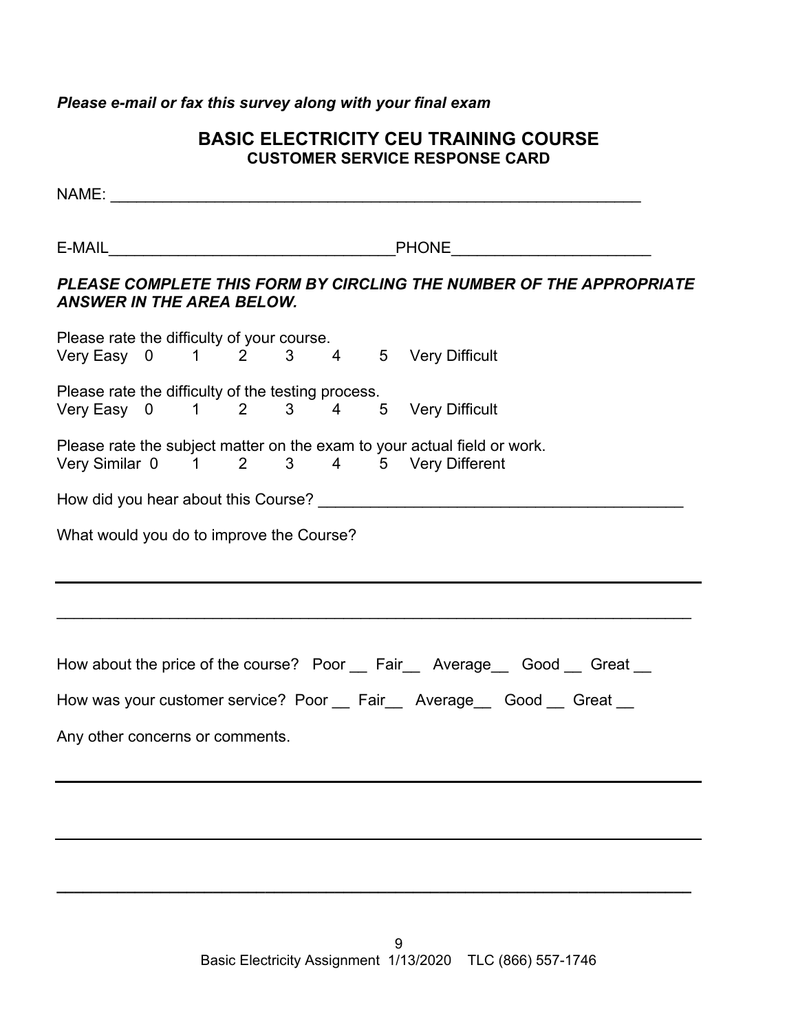***Please e-mail or fax this survey along with your final exam***

## BASIC ELECTRICITY CEU TRAINING COURSE

### CUSTOMER SERVICE RESPONSE CARD

NAME: _______________________________________________________________

E-MAIL_________________________________PHONE______________________

***PLEASE COMPLETE THIS FORM BY CIRCLING THE NUMBER OF THE APPROPRIATE ANSWER IN THE AREA BELOW.***

Please rate the difficulty of your course.
Very Easy 0 1 2 3 4 5 Very Difficult

Please rate the difficulty of the testing process.
Very Easy 0 1 2 3 4 5 Very Difficult

Please rate the subject matter on the exam to your actual field or work.
Very Similar 0 1 2 3 4 5 Very Different

How did you hear about this Course? ________________________________________

What would you do to improve the Course?

___________________________________________________________________________

___________________________________________________________________________

How about the price of the course? Poor __ Fair__ Average__ Good __ Great __

How was your customer service? Poor __ Fair__ Average__ Good __ Great __

Any other concerns or comments.

___________________________________________________________________________

___________________________________________________________________________

___________________________________________________________________________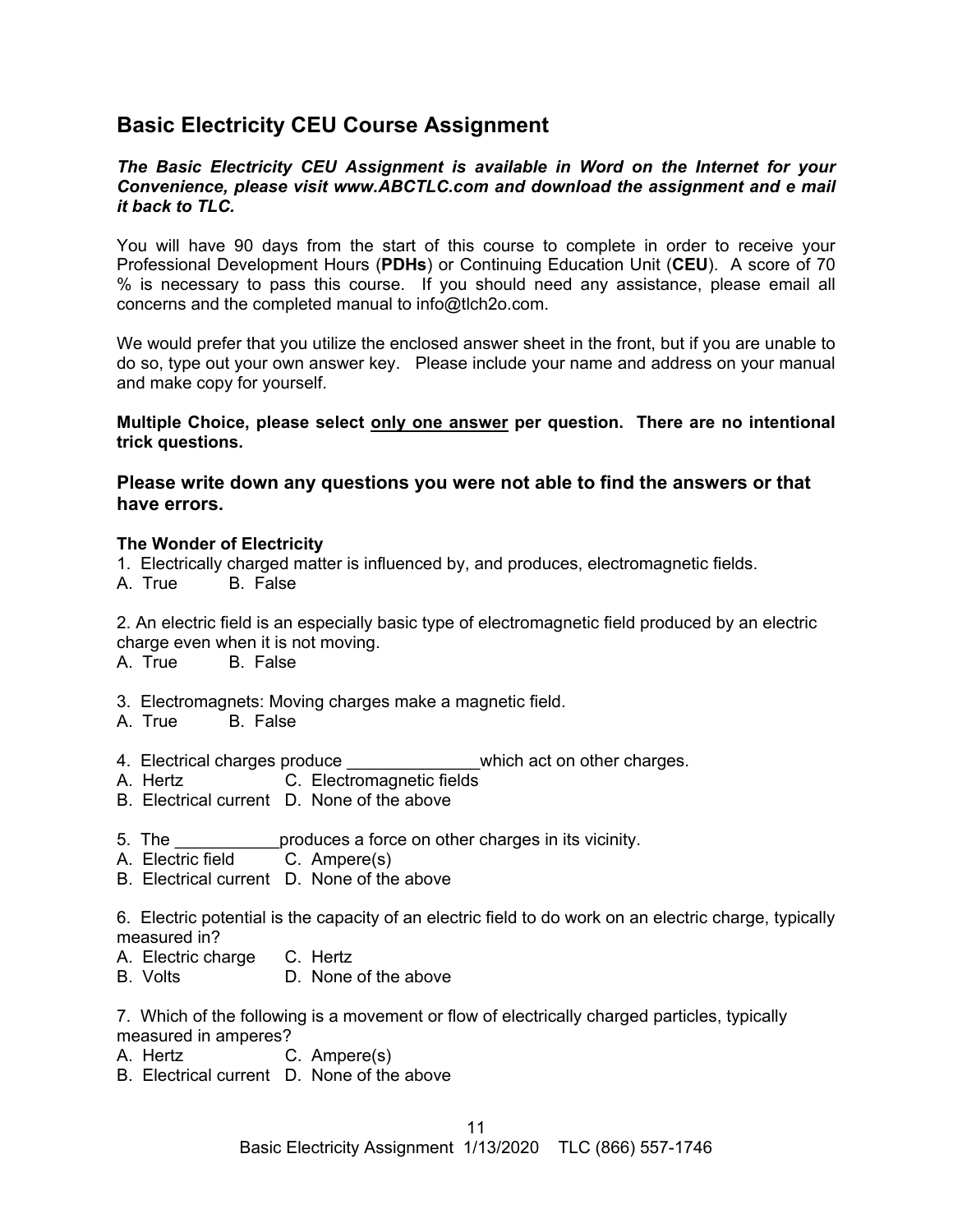## Basic Electricity CEU Course Assignment

***The Basic Electricity CEU Assignment is available in Word on the Internet for your Convenience, please visit www.ABCTLC.com and download the assignment and e mail it back to TLC.***

You will have 90 days from the start of this course to complete in order to receive your Professional Development Hours (**PDHs**) or Continuing Education Unit (**CEU**). A score of 70 % is necessary to pass this course. If you should need any assistance, please email all concerns and the completed manual to info@tlch2o.com.

We would prefer that you utilize the enclosed answer sheet in the front, but if you are unable to do so, type out your own answer key. Please include your name and address on your manual and make copy for yourself.

**Multiple Choice, please select <u>only one answer</u> per question. There are no intentional trick questions.**

### Please write down any questions you were not able to find the answers or that have errors.

**The Wonder of Electricity**

1. Electrically charged matter is influenced by, and produces, electromagnetic fields.
A. True B. False

2. An electric field is an especially basic type of electromagnetic field produced by an electric charge even when it is not moving.
A. True B. False

3. Electromagnets: Moving charges make a magnetic field.
A. True B. False

4. Electrical charges produce ______________which act on other charges.
A. Hertz C. Electromagnetic fields
B. Electrical current D. None of the above

5. The ___________produces a force on other charges in its vicinity.
A. Electric field C. Ampere(s)
B. Electrical current D. None of the above

6. Electric potential is the capacity of an electric field to do work on an electric charge, typically measured in?
A. Electric charge C. Hertz
B. Volts D. None of the above

7. Which of the following is a movement or flow of electrically charged particles, typically measured in amperes?
A. Hertz C. Ampere(s)
B. Electrical current D. None of the above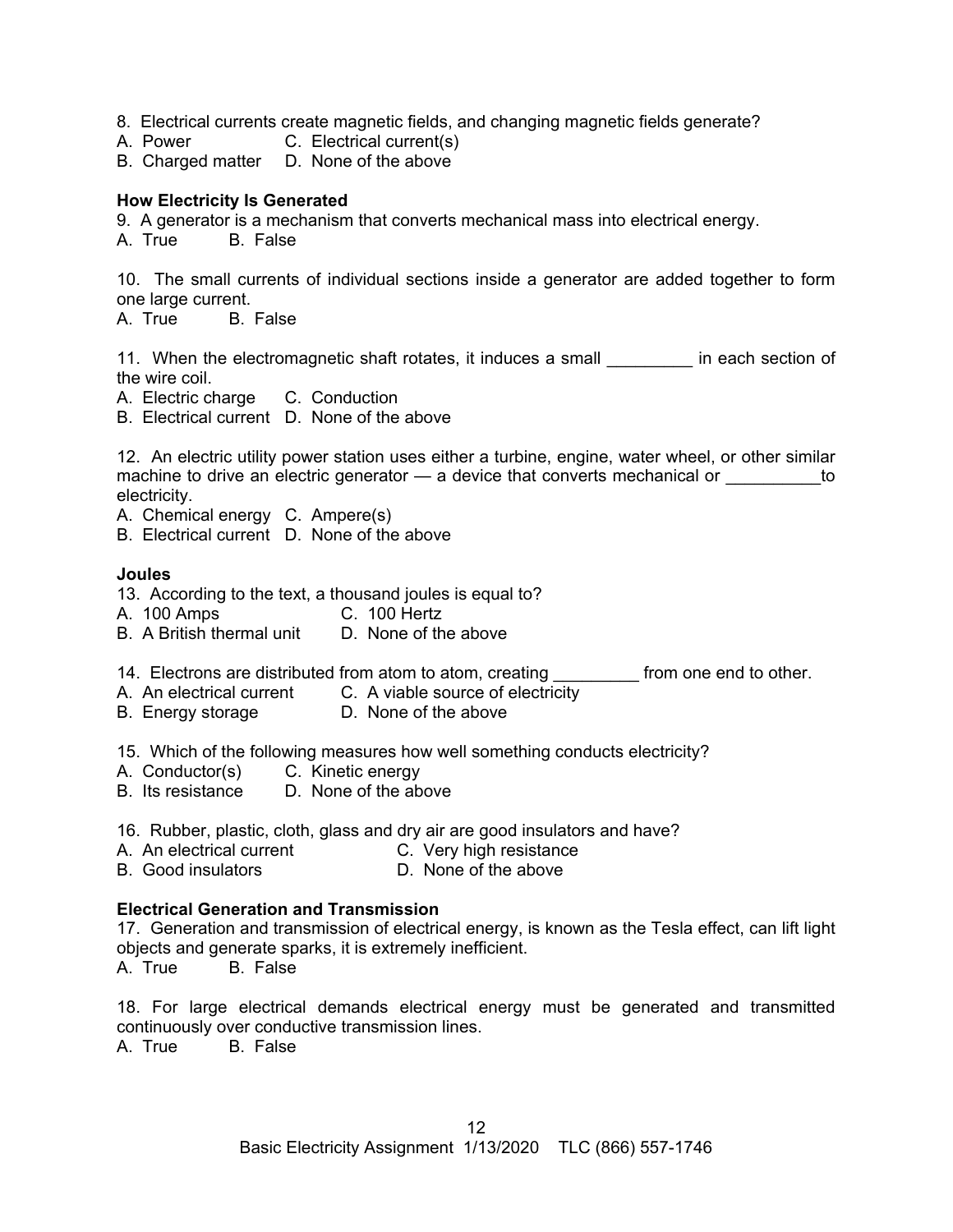8. Electrical currents create magnetic fields, and changing magnetic fields generate?
A. Power  
C. Electrical current(s)  
B. Charged matter  
D. None of the above

### How Electricity Is Generated

9. A generator is a mechanism that converts mechanical mass into electrical energy.
A. True  
B. False

10. The small currents of individual sections inside a generator are added together to form one large current.
A. True  
B. False

11. When the electromagnetic shaft rotates, it induces a small _________ in each section of the wire coil.
A. Electric charge  
C. Conduction  
B. Electrical current  
D. None of the above

12. An electric utility power station uses either a turbine, engine, water wheel, or other similar machine to drive an electric generator — a device that converts mechanical or __________to electricity.
A. Chemical energy  
C. Ampere(s)  
B. Electrical current  
D. None of the above

### Joules

13. According to the text, a thousand joules is equal to?
A. 100 Amps  
C. 100 Hertz  
B. A British thermal unit  
D. None of the above

14. Electrons are distributed from atom to atom, creating _________ from one end to other.
A. An electrical current  
C. A viable source of electricity  
B. Energy storage  
D. None of the above

15. Which of the following measures how well something conducts electricity?
A. Conductor(s)  
C. Kinetic energy  
B. Its resistance  
D. None of the above

16. Rubber, plastic, cloth, glass and dry air are good insulators and have?
A. An electrical current  
C. Very high resistance  
B. Good insulators  
D. None of the above

### Electrical Generation and Transmission

17. Generation and transmission of electrical energy, is known as the Tesla effect, can lift light objects and generate sparks, it is extremely inefficient.
A. True  
B. False

18. For large electrical demands electrical energy must be generated and transmitted continuously over conductive transmission lines.
A. True  
B. False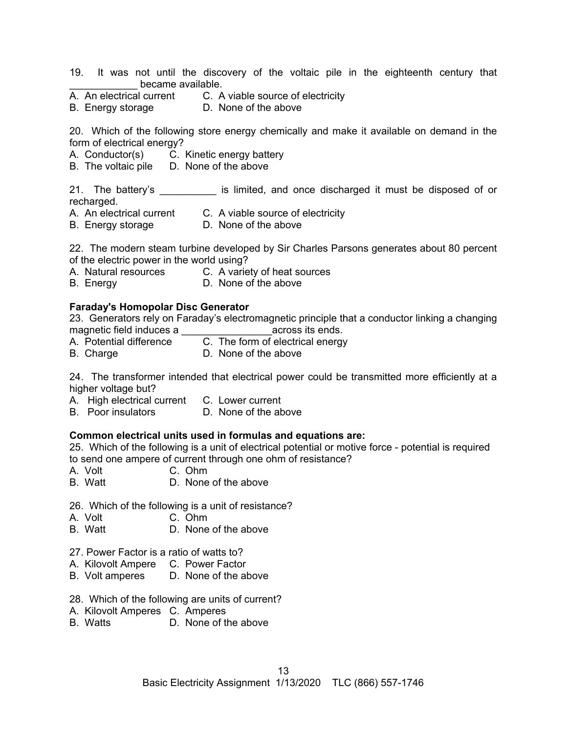19. It was not until the discovery of the voltaic pile in the eighteenth century that ____________ became available.

A. An electrical current C. A viable source of electricity
B. Energy storage D. None of the above

20. Which of the following store energy chemically and make it available on demand in the form of electrical energy?

A. Conductor(s) C. Kinetic energy battery
B. The voltaic pile D. None of the above

21. The battery's __________ is limited, and once discharged it must be disposed of or recharged.

A. An electrical current C. A viable source of electricity
B. Energy storage D. None of the above

22. The modern steam turbine developed by Sir Charles Parsons generates about 80 percent of the electric power in the world using?

A. Natural resources C. A variety of heat sources
B. Energy D. None of the above

**Faraday's Homopolar Disc Generator**

23. Generators rely on Faraday's electromagnetic principle that a conductor linking a changing magnetic field induces a ________________across its ends.

A. Potential difference C. The form of electrical energy
B. Charge D. None of the above

24. The transformer intended that electrical power could be transmitted more efficiently at a higher voltage but?

A. High electrical current C. Lower current
B. Poor insulators D. None of the above

**Common electrical units used in formulas and equations are:**

25. Which of the following is a unit of electrical potential or motive force - potential is required to send one ampere of current through one ohm of resistance?

A. Volt C. Ohm
B. Watt D. None of the above

26. Which of the following is a unit of resistance?

A. Volt C. Ohm
B. Watt D. None of the above

27. Power Factor is a ratio of watts to?

A. Kilovolt Ampere C. Power Factor
B. Volt amperes D. None of the above

28. Which of the following are units of current?

A. Kilovolt Amperes C. Amperes
B. Watts D. None of the above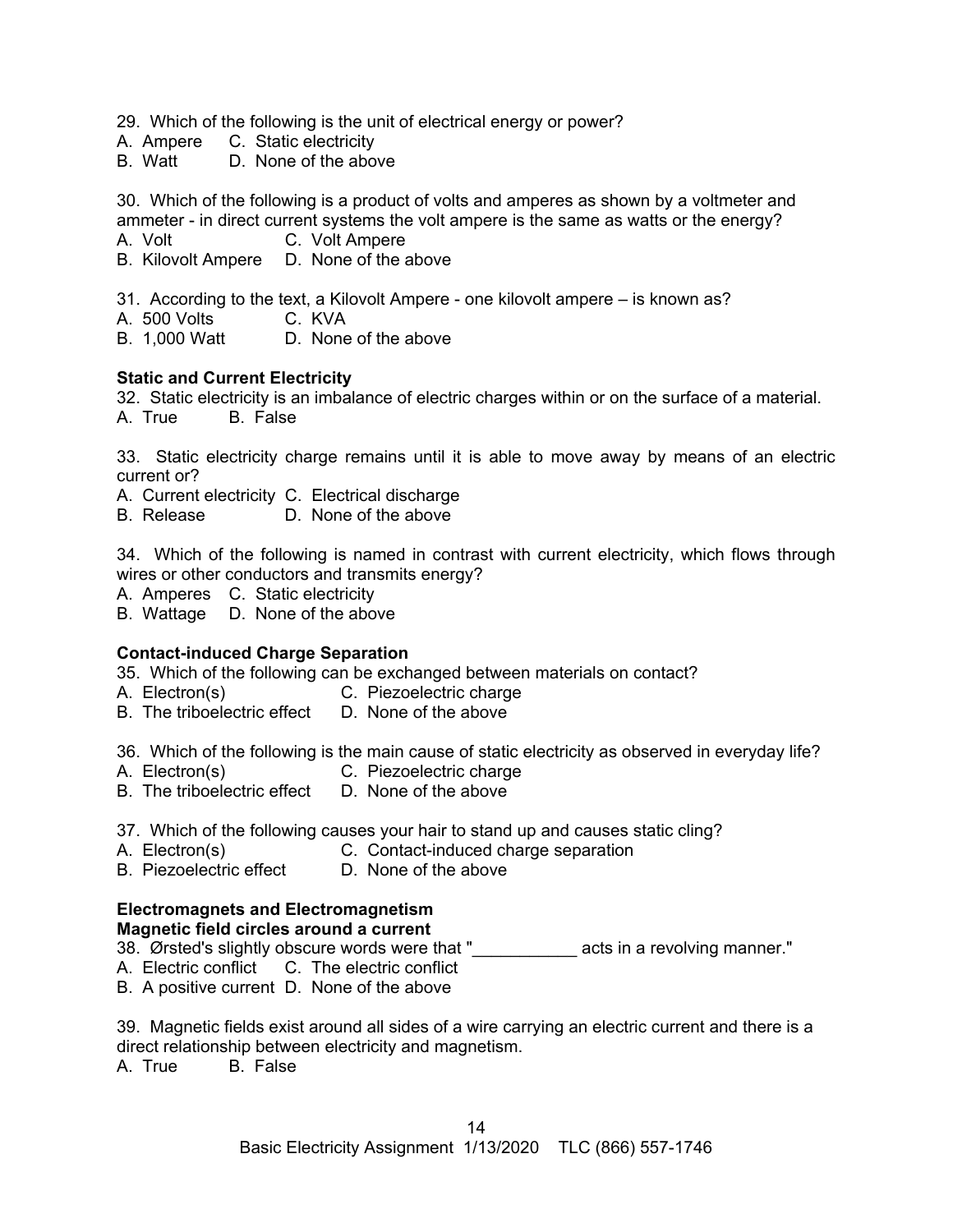29. Which of the following is the unit of electrical energy or power?
A. Ampere C. Static electricity
B. Watt D. None of the above

30. Which of the following is a product of volts and amperes as shown by a voltmeter and ammeter - in direct current systems the volt ampere is the same as watts or the energy?
A. Volt C. Volt Ampere
B. Kilovolt Ampere D. None of the above

31. According to the text, a Kilovolt Ampere - one kilovolt ampere – is known as?
A. 500 Volts C. KVA
B. 1,000 Watt D. None of the above

**Static and Current Electricity**

32. Static electricity is an imbalance of electric charges within or on the surface of a material.
A. True B. False

33. Static electricity charge remains until it is able to move away by means of an electric current or?
A. Current electricity C. Electrical discharge
B. Release D. None of the above

34. Which of the following is named in contrast with current electricity, which flows through wires or other conductors and transmits energy?
A. Amperes C. Static electricity
B. Wattage D. None of the above

**Contact-induced Charge Separation**

35. Which of the following can be exchanged between materials on contact?
A. Electron(s) C. Piezoelectric charge
B. The triboelectric effect D. None of the above

36. Which of the following is the main cause of static electricity as observed in everyday life?
A. Electron(s) C. Piezoelectric charge
B. The triboelectric effect D. None of the above

37. Which of the following causes your hair to stand up and causes static cling?
A. Electron(s) C. Contact-induced charge separation
B. Piezoelectric effect D. None of the above

**Electromagnets and Electromagnetism**

**Magnetic field circles around a current**

38. Ørsted's slightly obscure words were that "___________ acts in a revolving manner."
A. Electric conflict C. The electric conflict
B. A positive current D. None of the above

39. Magnetic fields exist around all sides of a wire carrying an electric current and there is a direct relationship between electricity and magnetism.
A. True B. False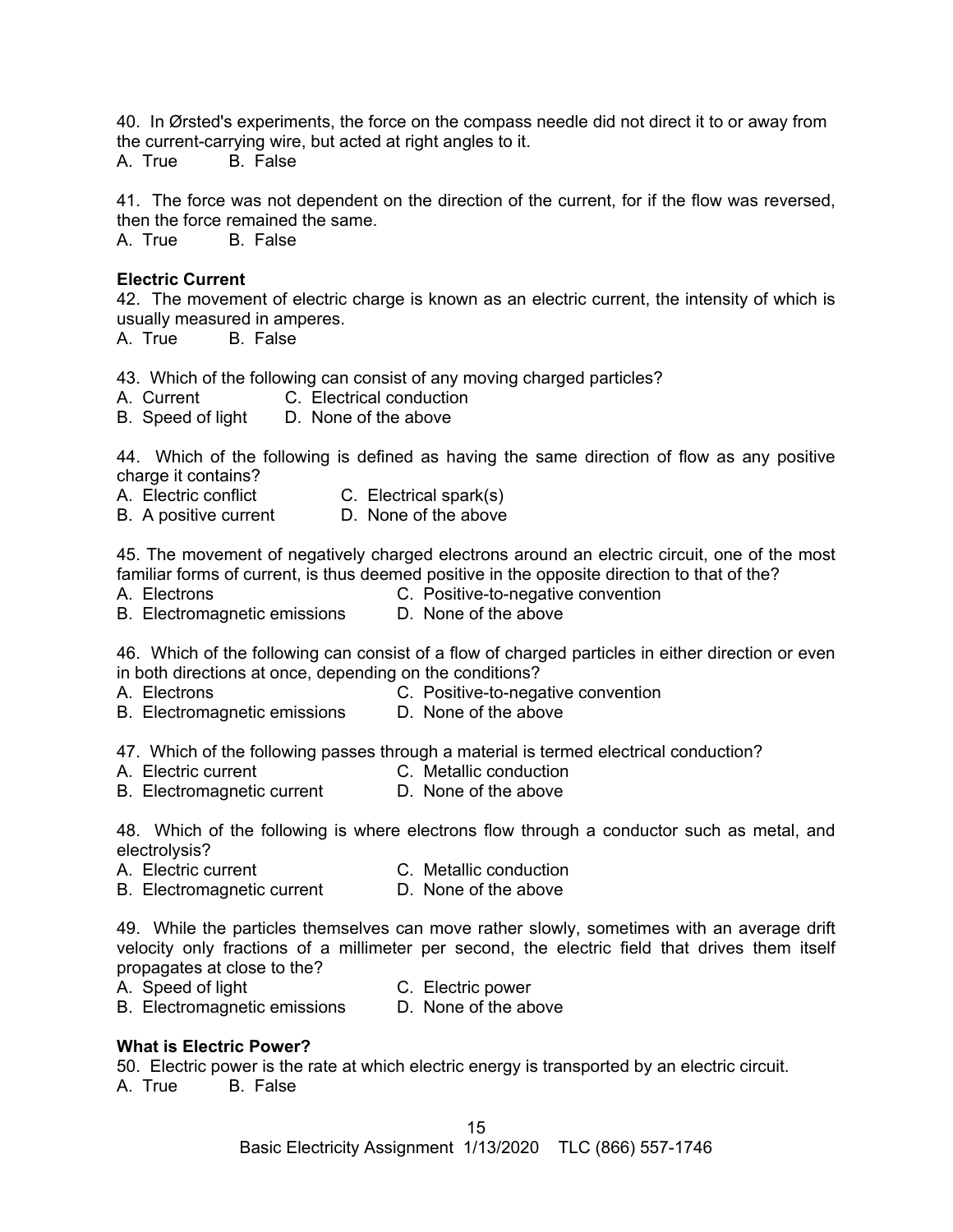40. In Ørsted's experiments, the force on the compass needle did not direct it to or away from the current-carrying wire, but acted at right angles to it.
A. True B. False

41. The force was not dependent on the direction of the current, for if the flow was reversed, then the force remained the same.
A. True B. False

**Electric Current**

42. The movement of electric charge is known as an electric current, the intensity of which is usually measured in amperes.
A. True B. False

43. Which of the following can consist of any moving charged particles?
A. Current C. Electrical conduction
B. Speed of light D. None of the above

44. Which of the following is defined as having the same direction of flow as any positive charge it contains?
A. Electric conflict C. Electrical spark(s)
B. A positive current D. None of the above

45. The movement of negatively charged electrons around an electric circuit, one of the most familiar forms of current, is thus deemed positive in the opposite direction to that of the?
A. Electrons C. Positive-to-negative convention
B. Electromagnetic emissions D. None of the above

46. Which of the following can consist of a flow of charged particles in either direction or even in both directions at once, depending on the conditions?
A. Electrons C. Positive-to-negative convention
B. Electromagnetic emissions D. None of the above

47. Which of the following passes through a material is termed electrical conduction?
A. Electric current C. Metallic conduction
B. Electromagnetic current D. None of the above

48. Which of the following is where electrons flow through a conductor such as metal, and electrolysis?
A. Electric current C. Metallic conduction
B. Electromagnetic current D. None of the above

49. While the particles themselves can move rather slowly, sometimes with an average drift velocity only fractions of a millimeter per second, the electric field that drives them itself propagates at close to the?
A. Speed of light C. Electric power
B. Electromagnetic emissions D. None of the above

**What is Electric Power?**

50. Electric power is the rate at which electric energy is transported by an electric circuit.
A. True B. False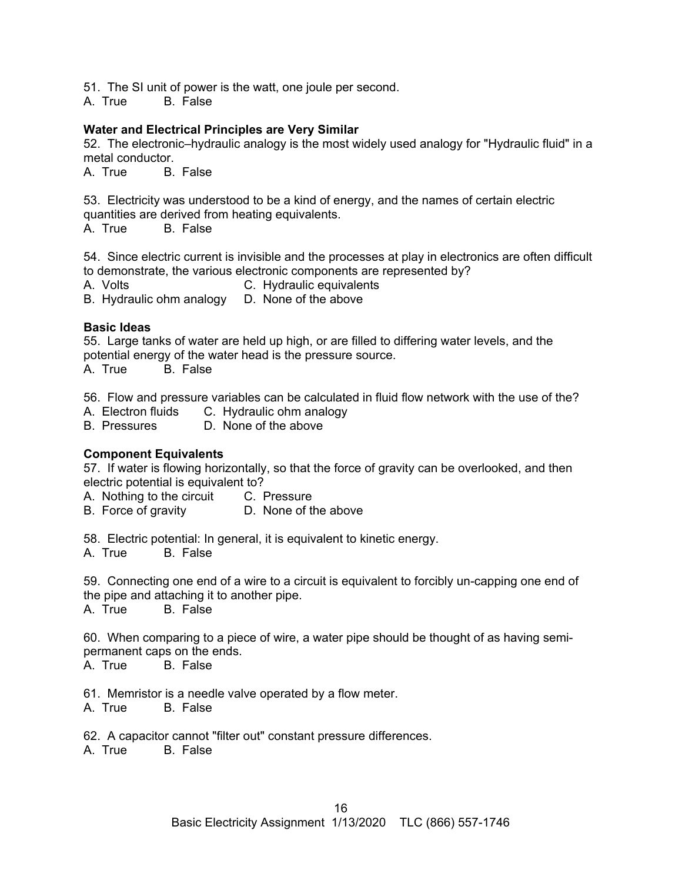51. The SI unit of power is the watt, one joule per second.
A. True B. False

**Water and Electrical Principles are Very Similar**

52. The electronic–hydraulic analogy is the most widely used analogy for "Hydraulic fluid" in a metal conductor.
A. True B. False

53. Electricity was understood to be a kind of energy, and the names of certain electric quantities are derived from heating equivalents.
A. True B. False

54. Since electric current is invisible and the processes at play in electronics are often difficult to demonstrate, the various electronic components are represented by?
A. Volts C. Hydraulic equivalents
B. Hydraulic ohm analogy D. None of the above

**Basic Ideas**

55. Large tanks of water are held up high, or are filled to differing water levels, and the potential energy of the water head is the pressure source.
A. True B. False

56. Flow and pressure variables can be calculated in fluid flow network with the use of the?
A. Electron fluids C. Hydraulic ohm analogy
B. Pressures D. None of the above

**Component Equivalents**

57. If water is flowing horizontally, so that the force of gravity can be overlooked, and then electric potential is equivalent to?
A. Nothing to the circuit C. Pressure
B. Force of gravity D. None of the above

58. Electric potential: In general, it is equivalent to kinetic energy.
A. True B. False

59. Connecting one end of a wire to a circuit is equivalent to forcibly un-capping one end of the pipe and attaching it to another pipe.
A. True B. False

60. When comparing to a piece of wire, a water pipe should be thought of as having semi-permanent caps on the ends.
A. True B. False

61. Memristor is a needle valve operated by a flow meter.
A. True B. False

62. A capacitor cannot "filter out" constant pressure differences.
A. True B. False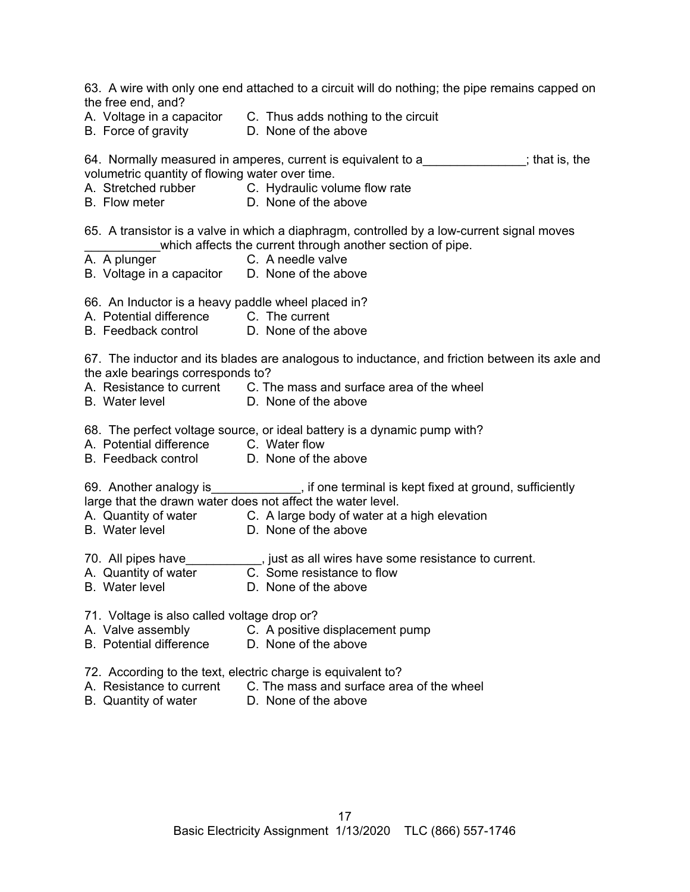63. A wire with only one end attached to a circuit will do nothing; the pipe remains capped on the free end, and?

A. Voltage in a capacitor
B. Force of gravity
C. Thus adds nothing to the circuit
D. None of the above

64. Normally measured in amperes, current is equivalent to a_______________; that is, the volumetric quantity of flowing water over time.

A. Stretched rubber
B. Flow meter
C. Hydraulic volume flow rate
D. None of the above

65. A transistor is a valve in which a diaphragm, controlled by a low-current signal moves ___________which affects the current through another section of pipe.

A. A plunger
B. Voltage in a capacitor
C. A needle valve
D. None of the above

66. An Inductor is a heavy paddle wheel placed in?

A. Potential difference
B. Feedback control
C. The current
D. None of the above

67. The inductor and its blades are analogous to inductance, and friction between its axle and the axle bearings corresponds to?

A. Resistance to current
B. Water level
C. The mass and surface area of the wheel
D. None of the above

68. The perfect voltage source, or ideal battery is a dynamic pump with?

A. Potential difference
B. Feedback control
C. Water flow
D. None of the above

69. Another analogy is_____________, if one terminal is kept fixed at ground, sufficiently large that the drawn water does not affect the water level.

A. Quantity of water
B. Water level
C. A large body of water at a high elevation
D. None of the above

70. All pipes have___________, just as all wires have some resistance to current.

A. Quantity of water
B. Water level
C. Some resistance to flow
D. None of the above

71. Voltage is also called voltage drop or?

A. Valve assembly
B. Potential difference
C. A positive displacement pump
D. None of the above

72. According to the text, electric charge is equivalent to?

A. Resistance to current
B. Quantity of water
C. The mass and surface area of the wheel
D. None of the above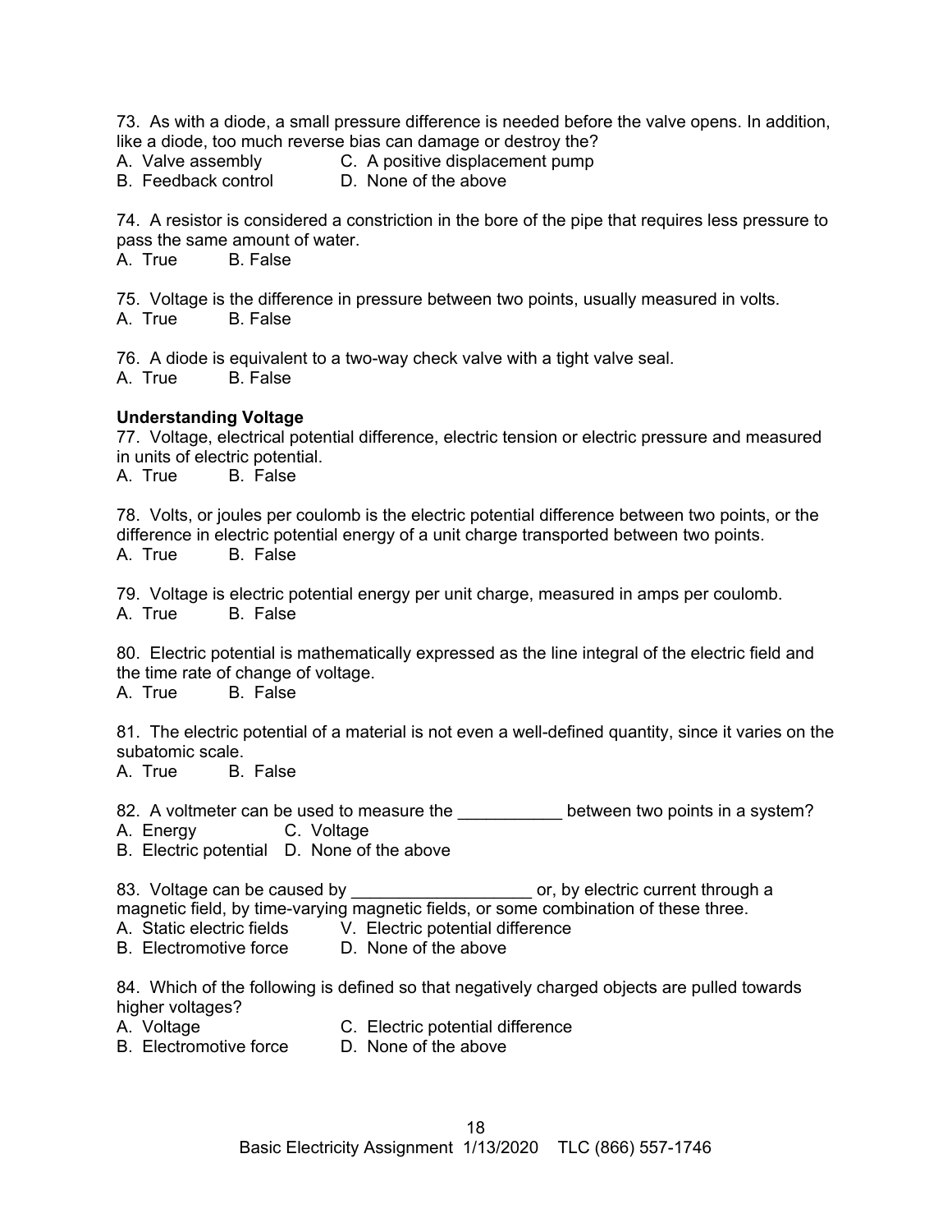73. As with a diode, a small pressure difference is needed before the valve opens. In addition, like a diode, too much reverse bias can damage or destroy the?
A. Valve assembly  C. A positive displacement pump
B. Feedback control  D. None of the above

74. A resistor is considered a constriction in the bore of the pipe that requires less pressure to pass the same amount of water.
A. True  B. False

75. Voltage is the difference in pressure between two points, usually measured in volts.
A. True  B. False

76. A diode is equivalent to a two-way check valve with a tight valve seal.
A. True  B. False

**Understanding Voltage**

77. Voltage, electrical potential difference, electric tension or electric pressure and measured in units of electric potential.
A. True  B. False

78. Volts, or joules per coulomb is the electric potential difference between two points, or the difference in electric potential energy of a unit charge transported between two points.
A. True  B. False

79. Voltage is electric potential energy per unit charge, measured in amps per coulomb.
A. True  B. False

80. Electric potential is mathematically expressed as the line integral of the electric field and the time rate of change of voltage.
A. True  B. False

81. The electric potential of a material is not even a well-defined quantity, since it varies on the subatomic scale.
A. True  B. False

82. A voltmeter can be used to measure the ___________ between two points in a system?
A. Energy  C. Voltage
B. Electric potential  D. None of the above

83. Voltage can be caused by ___________________ or, by electric current through a magnetic field, by time-varying magnetic fields, or some combination of these three.
A. Static electric fields  V. Electric potential difference
B. Electromotive force  D. None of the above

84. Which of the following is defined so that negatively charged objects are pulled towards higher voltages?
A. Voltage  C. Electric potential difference
B. Electromotive force  D. None of the above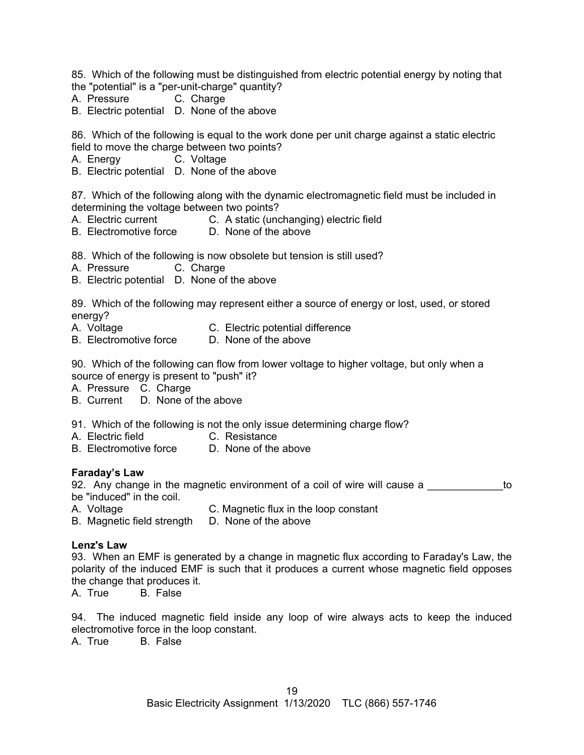85. Which of the following must be distinguished from electric potential energy by noting that the "potential" is a "per-unit-charge" quantity?
A. Pressure  C. Charge
B. Electric potential  D. None of the above

86. Which of the following is equal to the work done per unit charge against a static electric field to move the charge between two points?
A. Energy  C. Voltage
B. Electric potential  D. None of the above

87. Which of the following along with the dynamic electromagnetic field must be included in determining the voltage between two points?
A. Electric current  C. A static (unchanging) electric field
B. Electromotive force  D. None of the above

88. Which of the following is now obsolete but tension is still used?
A. Pressure  C. Charge
B. Electric potential  D. None of the above

89. Which of the following may represent either a source of energy or lost, used, or stored energy?
A. Voltage  C. Electric potential difference
B. Electromotive force  D. None of the above

90. Which of the following can flow from lower voltage to higher voltage, but only when a source of energy is present to "push" it?
A. Pressure  C. Charge
B. Current  D. None of the above

91. Which of the following is not the only issue determining charge flow?
A. Electric field  C. Resistance
B. Electromotive force  D. None of the above

**Faraday's Law**

92. Any change in the magnetic environment of a coil of wire will cause a _____________to be "induced" in the coil.
A. Voltage  C. Magnetic flux in the loop constant
B. Magnetic field strength  D. None of the above

**Lenz's Law**

93. When an EMF is generated by a change in magnetic flux according to Faraday's Law, the polarity of the induced EMF is such that it produces a current whose magnetic field opposes the change that produces it.
A. True  B. False

94. The induced magnetic field inside any loop of wire always acts to keep the induced electromotive force in the loop constant.
A. True  B. False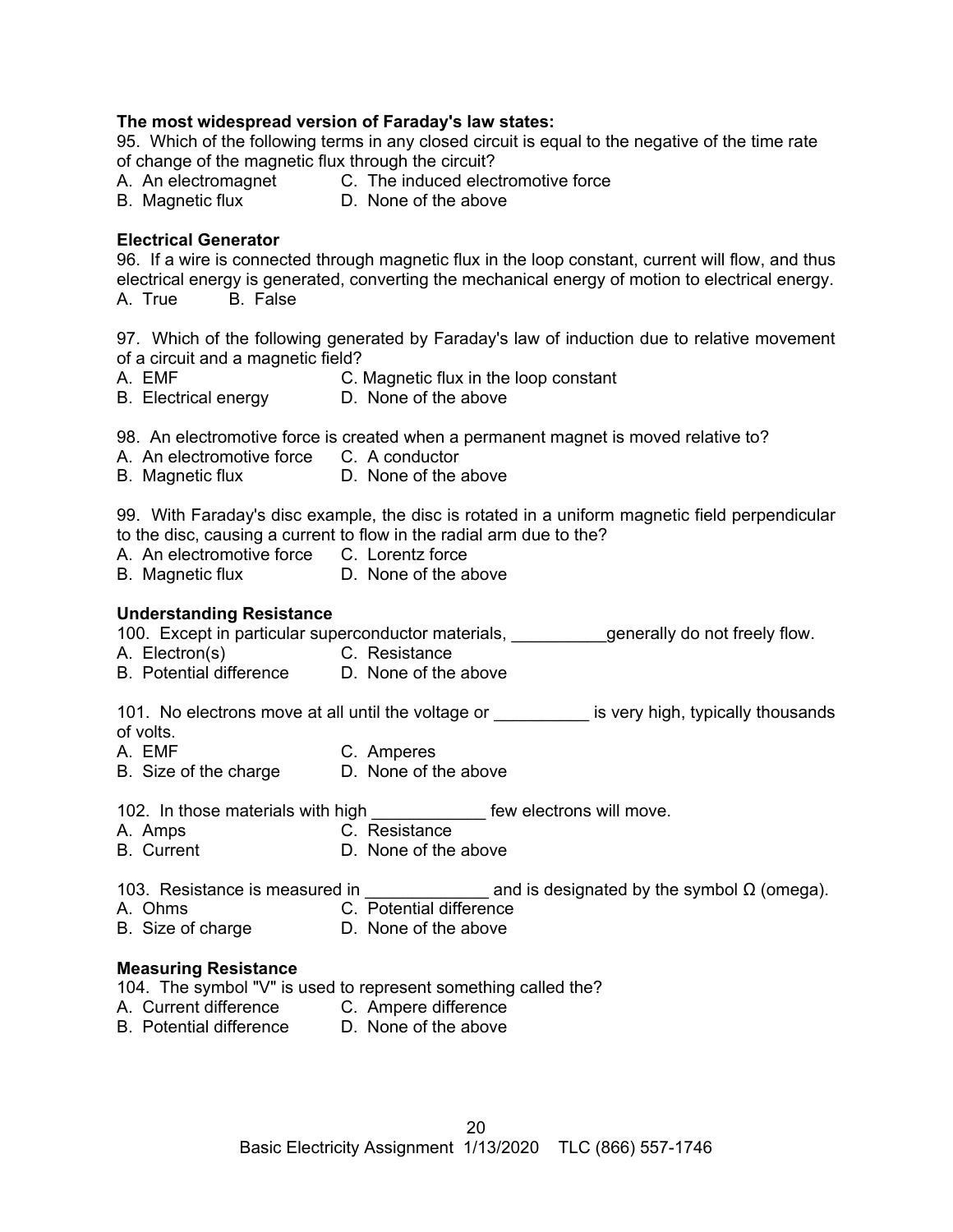**The most widespread version of Faraday's law states:**

95. Which of the following terms in any closed circuit is equal to the negative of the time rate of change of the magnetic flux through the circuit?

A. An electromagnet
B. Magnetic flux
C. The induced electromotive force
D. None of the above

**Electrical Generator**

96. If a wire is connected through magnetic flux in the loop constant, current will flow, and thus electrical energy is generated, converting the mechanical energy of motion to electrical energy.

A. True
B. False

97. Which of the following generated by Faraday's law of induction due to relative movement of a circuit and a magnetic field?

A. EMF
B. Electrical energy
C. Magnetic flux in the loop constant
D. None of the above

98. An electromotive force is created when a permanent magnet is moved relative to?

A. An electromotive force
B. Magnetic flux
C. A conductor
D. None of the above

99. With Faraday's disc example, the disc is rotated in a uniform magnetic field perpendicular to the disc, causing a current to flow in the radial arm due to the?

A. An electromotive force
B. Magnetic flux
C. Lorentz force
D. None of the above

**Understanding Resistance**

100. Except in particular superconductor materials, __________generally do not freely flow.

A. Electron(s)
B. Potential difference
C. Resistance
D. None of the above

101. No electrons move at all until the voltage or __________ is very high, typically thousands of volts.

A. EMF
B. Size of the charge
C. Amperes
D. None of the above

102. In those materials with high ____________ few electrons will move.

A. Amps
B. Current
C. Resistance
D. None of the above

103. Resistance is measured in _____________ and is designated by the symbol Ω (omega).

A. Ohms
B. Size of charge
C. Potential difference
D. None of the above

**Measuring Resistance**

104. The symbol "V" is used to represent something called the?

A. Current difference
B. Potential difference
C. Ampere difference
D. None of the above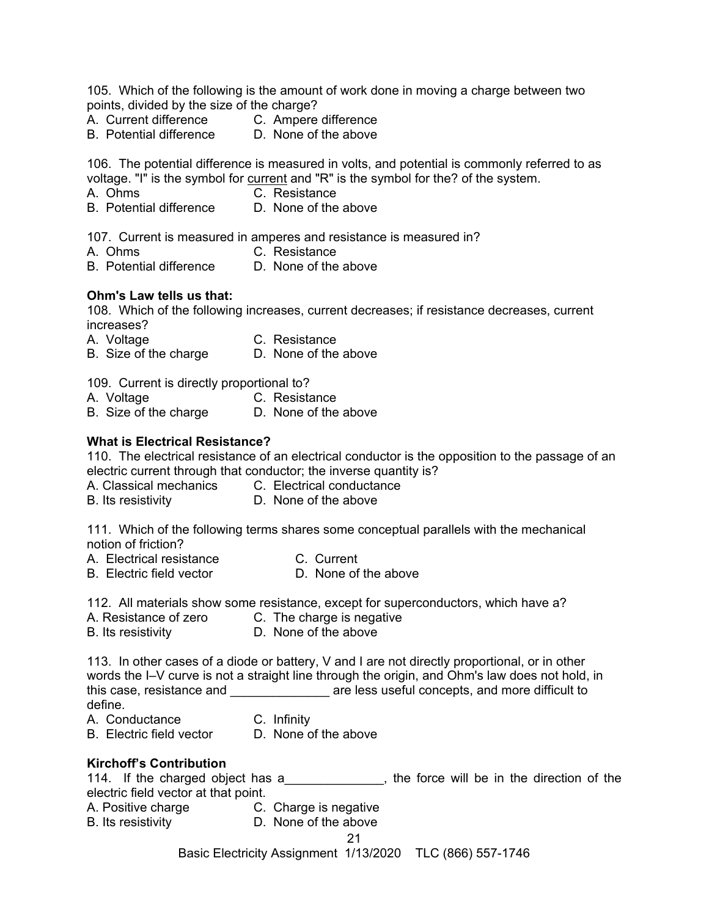105. Which of the following is the amount of work done in moving a charge between two points, divided by the size of the charge?

A. Current difference  
B. Potential difference  
C. Ampere difference  
D. None of the above

106. The potential difference is measured in volts, and potential is commonly referred to as voltage. "I" is the symbol for <u>current</u> and "R" is the symbol for the? of the system.

A. Ohms  
B. Potential difference  
C. Resistance  
D. None of the above

107. Current is measured in amperes and resistance is measured in?

A. Ohms  
B. Potential difference  
C. Resistance  
D. None of the above

**Ohm's Law tells us that:**

108. Which of the following increases, current decreases; if resistance decreases, current increases?

A. Voltage  
B. Size of the charge  
C. Resistance  
D. None of the above

109. Current is directly proportional to?

A. Voltage  
B. Size of the charge  
C. Resistance  
D. None of the above

**What is Electrical Resistance?**

110. The electrical resistance of an electrical conductor is the opposition to the passage of an electric current through that conductor; the inverse quantity is?

A. Classical mechanics  
B. Its resistivity  
C. Electrical conductance  
D. None of the above

111. Which of the following terms shares some conceptual parallels with the mechanical notion of friction?

A. Electrical resistance  
B. Electric field vector  
C. Current  
D. None of the above

112. All materials show some resistance, except for superconductors, which have a?

A. Resistance of zero  
B. Its resistivity  
C. The charge is negative  
D. None of the above

113. In other cases of a diode or battery, V and I are not directly proportional, or in other words the I–V curve is not a straight line through the origin, and Ohm's law does not hold, in this case, resistance and ______________ are less useful concepts, and more difficult to define.

A. Conductance  
B. Electric field vector  
C. Infinity  
D. None of the above

**Kirchoff's Contribution**

114. If the charged object has a______________, the force will be in the direction of the electric field vector at that point.

A. Positive charge  
B. Its resistivity  
C. Charge is negative  
D. None of the above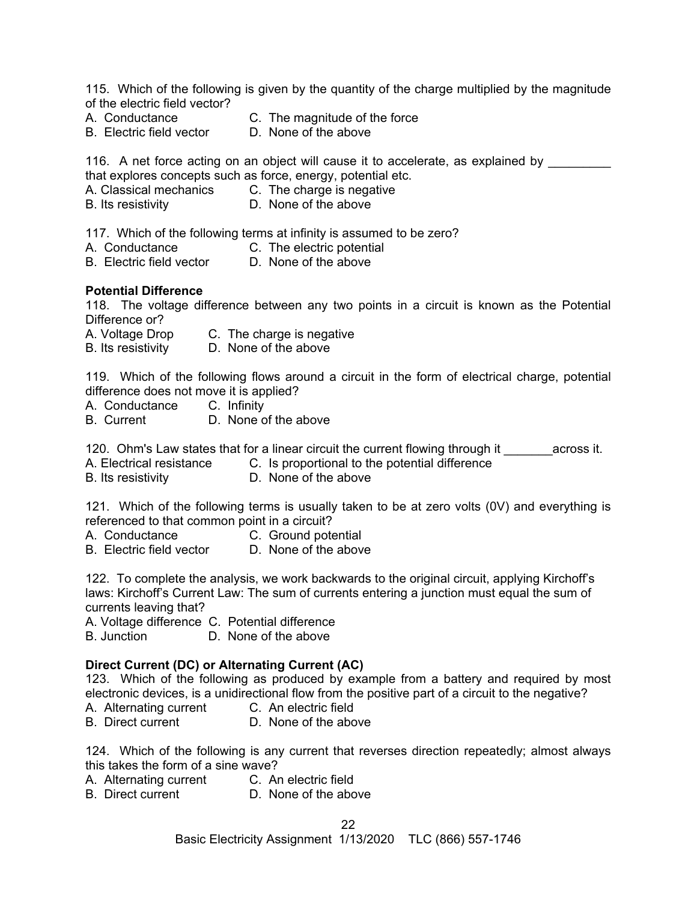115. Which of the following is given by the quantity of the charge multiplied by the magnitude of the electric field vector?

A. Conductance C. The magnitude of the force
B. Electric field vector D. None of the above

116. A net force acting on an object will cause it to accelerate, as explained by _________ that explores concepts such as force, energy, potential etc.

A. Classical mechanics C. The charge is negative
B. Its resistivity D. None of the above

117. Which of the following terms at infinity is assumed to be zero?

A. Conductance C. The electric potential
B. Electric field vector D. None of the above

**Potential Difference**

118. The voltage difference between any two points in a circuit is known as the Potential Difference or?

A. Voltage Drop C. The charge is negative
B. Its resistivity D. None of the above

119. Which of the following flows around a circuit in the form of electrical charge, potential difference does not move it is applied?

A. Conductance C. Infinity
B. Current D. None of the above

120. Ohm's Law states that for a linear circuit the current flowing through it _______across it.

A. Electrical resistance C. Is proportional to the potential difference
B. Its resistivity D. None of the above

121. Which of the following terms is usually taken to be at zero volts (0V) and everything is referenced to that common point in a circuit?

A. Conductance C. Ground potential
B. Electric field vector D. None of the above

122. To complete the analysis, we work backwards to the original circuit, applying Kirchoff's laws: Kirchoff's Current Law: The sum of currents entering a junction must equal the sum of currents leaving that?

A. Voltage difference C. Potential difference
B. Junction D. None of the above

**Direct Current (DC) or Alternating Current (AC)**

123. Which of the following as produced by example from a battery and required by most electronic devices, is a unidirectional flow from the positive part of a circuit to the negative?

A. Alternating current C. An electric field
B. Direct current D. None of the above

124. Which of the following is any current that reverses direction repeatedly; almost always this takes the form of a sine wave?

A. Alternating current C. An electric field
B. Direct current D. None of the above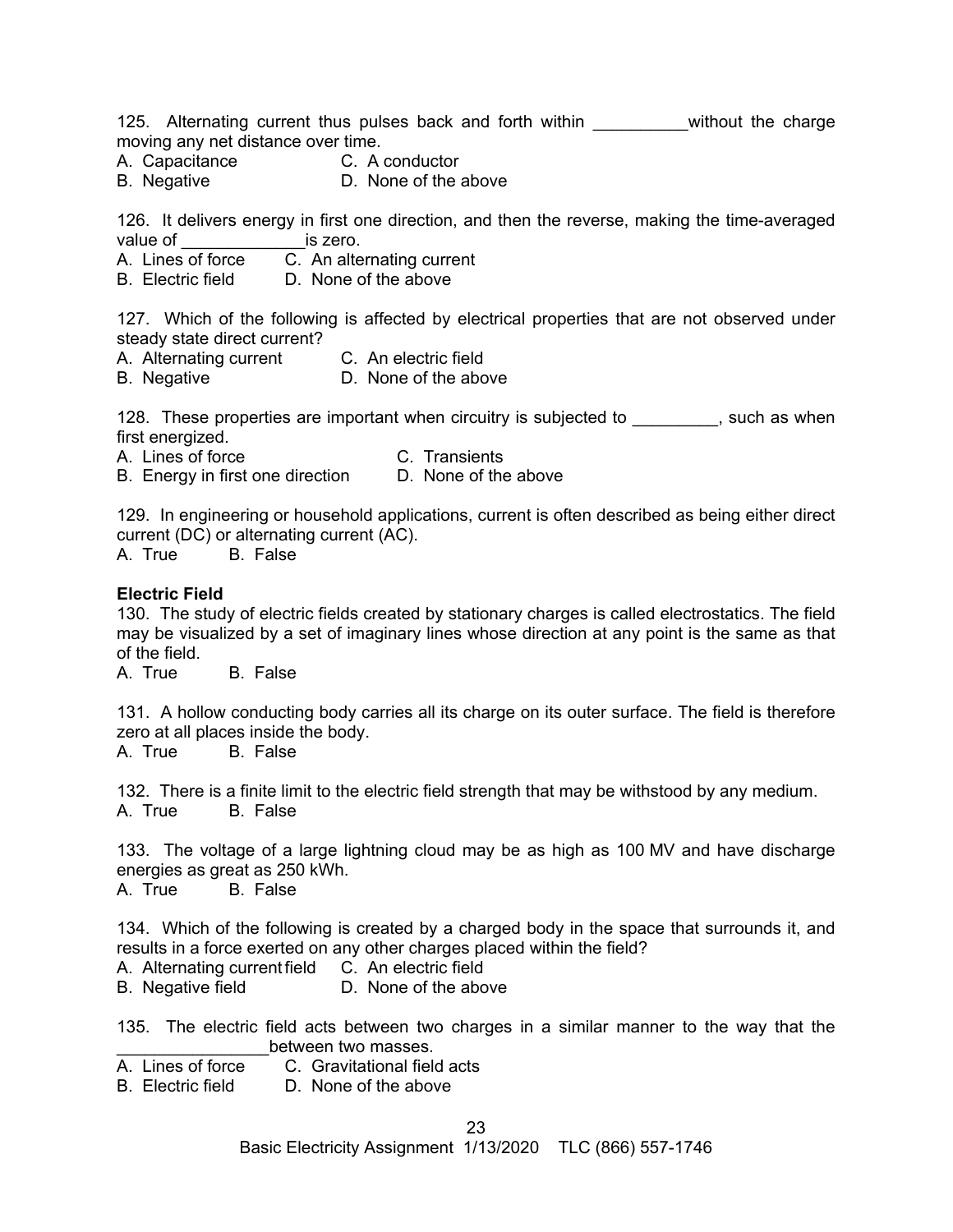125. Alternating current thus pulses back and forth within __________without the charge moving any net distance over time.

A. Capacitance  
B. Negative  
C. A conductor  
D. None of the above

126. It delivers energy in first one direction, and then the reverse, making the time-averaged value of _____________is zero.

A. Lines of force  
B. Electric field  
C. An alternating current  
D. None of the above

127. Which of the following is affected by electrical properties that are not observed under steady state direct current?

A. Alternating current  
B. Negative  
C. An electric field  
D. None of the above

128. These properties are important when circuitry is subjected to _________, such as when first energized.

A. Lines of force  
B. Energy in first one direction  
C. Transients  
D. None of the above

129. In engineering or household applications, current is often described as being either direct current (DC) or alternating current (AC).

A. True B. False

**Electric Field**

130. The study of electric fields created by stationary charges is called electrostatics. The field may be visualized by a set of imaginary lines whose direction at any point is the same as that of the field.

A. True B. False

131. A hollow conducting body carries all its charge on its outer surface. The field is therefore zero at all places inside the body.

A. True B. False

132. There is a finite limit to the electric field strength that may be withstood by any medium.

A. True B. False

133. The voltage of a large lightning cloud may be as high as 100 MV and have discharge energies as great as 250 kWh.

A. True B. False

134. Which of the following is created by a charged body in the space that surrounds it, and results in a force exerted on any other charges placed within the field?

A. Alternating current field  
B. Negative field  
C. An electric field  
D. None of the above

135. The electric field acts between two charges in a similar manner to the way that the ________________between two masses.

A. Lines of force  
B. Electric field  
C. Gravitational field acts  
D. None of the above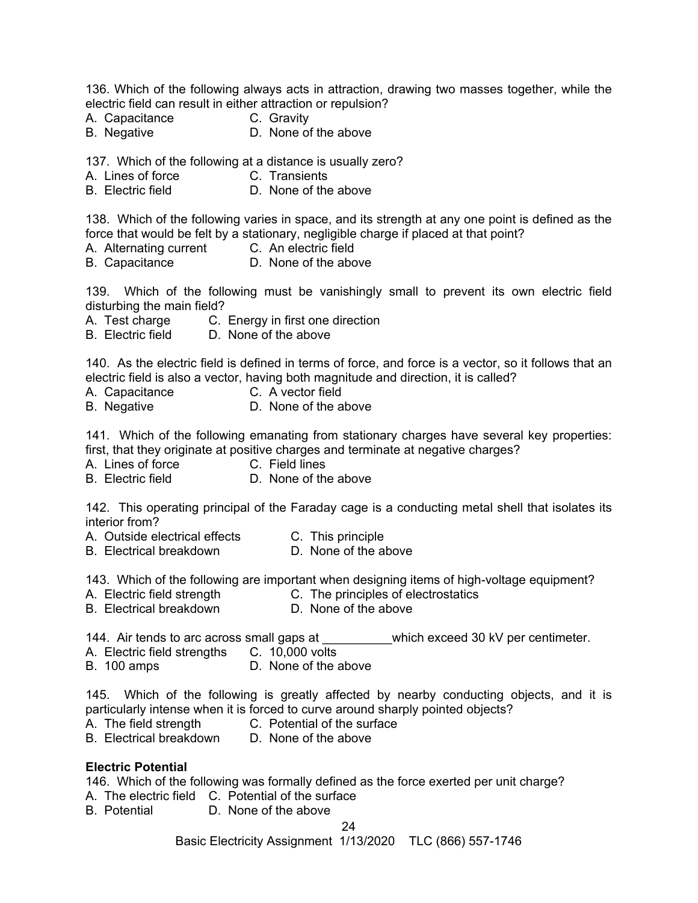136. Which of the following always acts in attraction, drawing two masses together, while the electric field can result in either attraction or repulsion?
A. Capacitance    C. Gravity
B. Negative    D. None of the above

137. Which of the following at a distance is usually zero?
A. Lines of force    C. Transients
B. Electric field    D. None of the above

138. Which of the following varies in space, and its strength at any one point is defined as the force that would be felt by a stationary, negligible charge if placed at that point?
A. Alternating current    C. An electric field
B. Capacitance    D. None of the above

139. Which of the following must be vanishingly small to prevent its own electric field disturbing the main field?
A. Test charge    C. Energy in first one direction
B. Electric field    D. None of the above

140. As the electric field is defined in terms of force, and force is a vector, so it follows that an electric field is also a vector, having both magnitude and direction, it is called?
A. Capacitance    C. A vector field
B. Negative    D. None of the above

141. Which of the following emanating from stationary charges have several key properties: first, that they originate at positive charges and terminate at negative charges?
A. Lines of force    C. Field lines
B. Electric field    D. None of the above

142. This operating principal of the Faraday cage is a conducting metal shell that isolates its interior from?
A. Outside electrical effects    C. This principle
B. Electrical breakdown    D. None of the above

143. Which of the following are important when designing items of high-voltage equipment?
A. Electric field strength    C. The principles of electrostatics
B. Electrical breakdown    D. None of the above

144. Air tends to arc across small gaps at __________which exceed 30 kV per centimeter.
A. Electric field strengths    C. 10,000 volts
B. 100 amps    D. None of the above

145. Which of the following is greatly affected by nearby conducting objects, and it is particularly intense when it is forced to curve around sharply pointed objects?
A. The field strength    C. Potential of the surface
B. Electrical breakdown    D. None of the above

**Electric Potential**

146. Which of the following was formally defined as the force exerted per unit charge?
A. The electric field    C. Potential of the surface
B. Potential    D. None of the above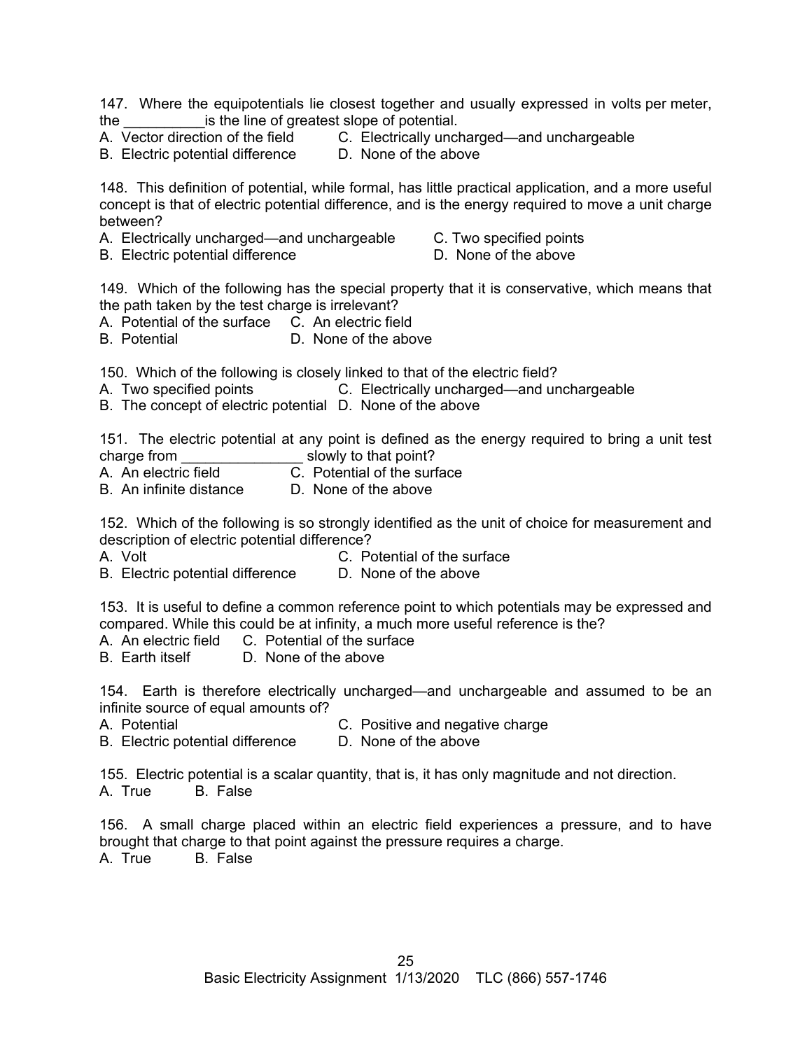147. Where the equipotentials lie closest together and usually expressed in volts per meter, the __________is the line of greatest slope of potential.

A. Vector direction of the field
B. Electric potential difference
C. Electrically uncharged—and unchargeable
D. None of the above

148. This definition of potential, while formal, has little practical application, and a more useful concept is that of electric potential difference, and is the energy required to move a unit charge between?

A. Electrically uncharged—and unchargeable
B. Electric potential difference
C. Two specified points
D. None of the above

149. Which of the following has the special property that it is conservative, which means that the path taken by the test charge is irrelevant?

A. Potential of the surface
B. Potential
C. An electric field
D. None of the above

150. Which of the following is closely linked to that of the electric field?

A. Two specified points
B. The concept of electric potential
C. Electrically uncharged—and unchargeable
D. None of the above

151. The electric potential at any point is defined as the energy required to bring a unit test charge from _______________ slowly to that point?

A. An electric field
B. An infinite distance
C. Potential of the surface
D. None of the above

152. Which of the following is so strongly identified as the unit of choice for measurement and description of electric potential difference?

A. Volt
B. Electric potential difference
C. Potential of the surface
D. None of the above

153. It is useful to define a common reference point to which potentials may be expressed and compared. While this could be at infinity, a much more useful reference is the?

A. An electric field
B. Earth itself
C. Potential of the surface
D. None of the above

154. Earth is therefore electrically uncharged—and unchargeable and assumed to be an infinite source of equal amounts of?

A. Potential
B. Electric potential difference
C. Positive and negative charge
D. None of the above

155. Electric potential is a scalar quantity, that is, it has only magnitude and not direction.

A. True B. False

156. A small charge placed within an electric field experiences a pressure, and to have brought that charge to that point against the pressure requires a charge.

A. True B. False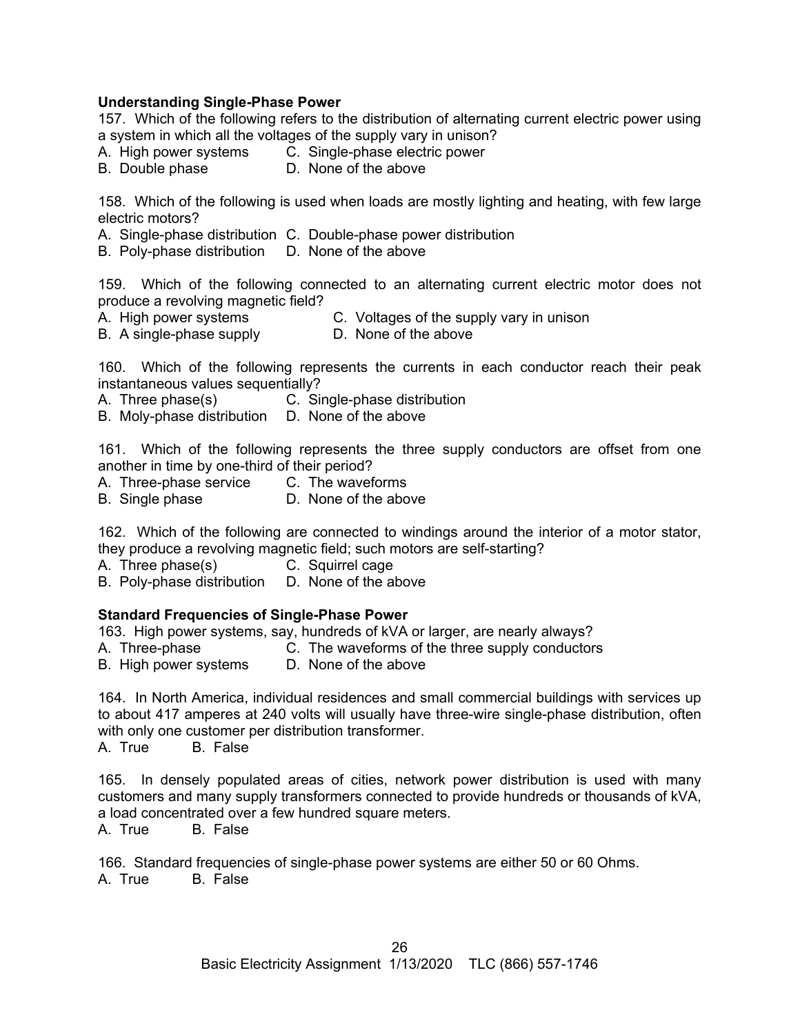**Understanding Single-Phase Power**

157. Which of the following refers to the distribution of alternating current electric power using a system in which all the voltages of the supply vary in unison?

A. High power systems C. Single-phase electric power
B. Double phase D. None of the above

158. Which of the following is used when loads are mostly lighting and heating, with few large electric motors?

A. Single-phase distribution C. Double-phase power distribution
B. Poly-phase distribution D. None of the above

159. Which of the following connected to an alternating current electric motor does not produce a revolving magnetic field?

A. High power systems C. Voltages of the supply vary in unison
B. A single-phase supply D. None of the above

160. Which of the following represents the currents in each conductor reach their peak instantaneous values sequentially?

A. Three phase(s) C. Single-phase distribution
B. Moly-phase distribution D. None of the above

161. Which of the following represents the three supply conductors are offset from one another in time by one-third of their period?

A. Three-phase service C. The waveforms
B. Single phase D. None of the above

162. Which of the following are connected to windings around the interior of a motor stator, they produce a revolving magnetic field; such motors are self-starting?

A. Three phase(s) C. Squirrel cage
B. Poly-phase distribution D. None of the above

**Standard Frequencies of Single-Phase Power**

163. High power systems, say, hundreds of kVA or larger, are nearly always?

A. Three-phase C. The waveforms of the three supply conductors
B. High power systems D. None of the above

164. In North America, individual residences and small commercial buildings with services up to about 417 amperes at 240 volts will usually have three-wire single-phase distribution, often with only one customer per distribution transformer.

A. True B. False

165. In densely populated areas of cities, network power distribution is used with many customers and many supply transformers connected to provide hundreds or thousands of kVA, a load concentrated over a few hundred square meters.

A. True B. False

166. Standard frequencies of single-phase power systems are either 50 or 60 Ohms.

A. True B. False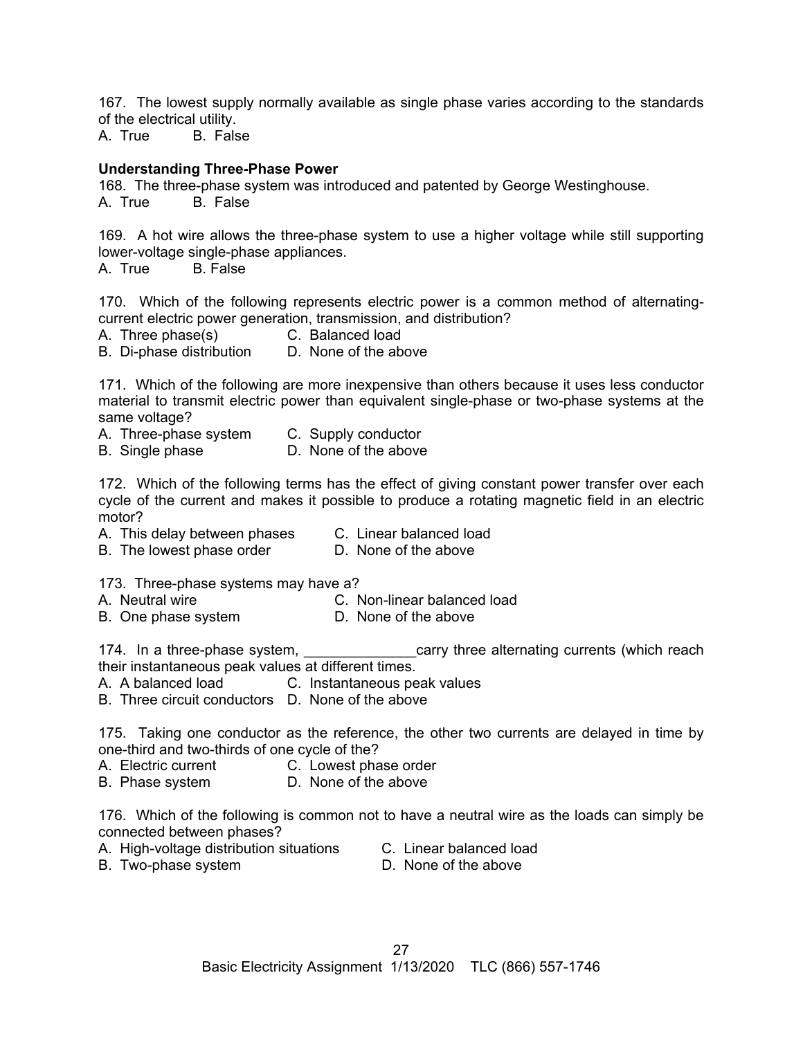167. The lowest supply normally available as single phase varies according to the standards of the electrical utility.
A. True  B. False

**Understanding Three-Phase Power**

168. The three-phase system was introduced and patented by George Westinghouse.
A. True  B. False

169. A hot wire allows the three-phase system to use a higher voltage while still supporting lower-voltage single-phase appliances.
A. True  B. False

170. Which of the following represents electric power is a common method of alternating-current electric power generation, transmission, and distribution?
A. Three phase(s)  C. Balanced load
B. Di-phase distribution  D. None of the above

171. Which of the following are more inexpensive than others because it uses less conductor material to transmit electric power than equivalent single-phase or two-phase systems at the same voltage?
A. Three-phase system  C. Supply conductor
B. Single phase  D. None of the above

172. Which of the following terms has the effect of giving constant power transfer over each cycle of the current and makes it possible to produce a rotating magnetic field in an electric motor?
A. This delay between phases  C. Linear balanced load
B. The lowest phase order  D. None of the above

173. Three-phase systems may have a?
A. Neutral wire  C. Non-linear balanced load
B. One phase system  D. None of the above

174. In a three-phase system, ______________carry three alternating currents (which reach their instantaneous peak values at different times.
A. A balanced load  C. Instantaneous peak values
B. Three circuit conductors  D. None of the above

175. Taking one conductor as the reference, the other two currents are delayed in time by one-third and two-thirds of one cycle of the?
A. Electric current  C. Lowest phase order
B. Phase system  D. None of the above

176. Which of the following is common not to have a neutral wire as the loads can simply be connected between phases?
A. High-voltage distribution situations  C. Linear balanced load
B. Two-phase system  D. None of the above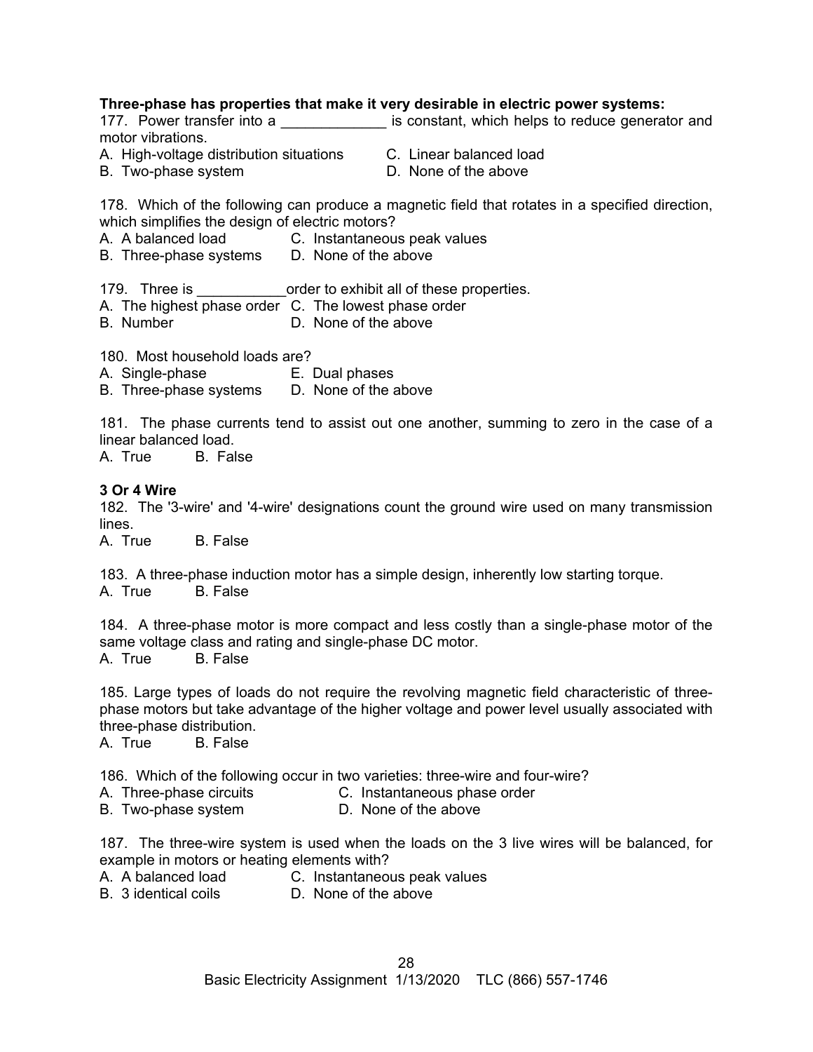**Three-phase has properties that make it very desirable in electric power systems:**

177. Power transfer into a _____________ is constant, which helps to reduce generator and motor vibrations.
A. High-voltage distribution situations
B. Two-phase system
C. Linear balanced load
D. None of the above

178. Which of the following can produce a magnetic field that rotates in a specified direction, which simplifies the design of electric motors?
A. A balanced load
B. Three-phase systems
C. Instantaneous peak values
D. None of the above

179. Three is ___________order to exhibit all of these properties.
A. The highest phase order
B. Number
C. The lowest phase order
D. None of the above

180. Most household loads are?
A. Single-phase
B. Three-phase systems
E. Dual phases
D. None of the above

181. The phase currents tend to assist out one another, summing to zero in the case of a linear balanced load.
A. True B. False

**3 Or 4 Wire**

182. The '3-wire' and '4-wire' designations count the ground wire used on many transmission lines.
A. True B. False

183. A three-phase induction motor has a simple design, inherently low starting torque.
A. True B. False

184. A three-phase motor is more compact and less costly than a single-phase motor of the same voltage class and rating and single-phase DC motor.
A. True B. False

185. Large types of loads do not require the revolving magnetic field characteristic of three-phase motors but take advantage of the higher voltage and power level usually associated with three-phase distribution.
A. True B. False

186. Which of the following occur in two varieties: three-wire and four-wire?
A. Three-phase circuits
B. Two-phase system
C. Instantaneous phase order
D. None of the above

187. The three-wire system is used when the loads on the 3 live wires will be balanced, for example in motors or heating elements with?
A. A balanced load
B. 3 identical coils
C. Instantaneous peak values
D. None of the above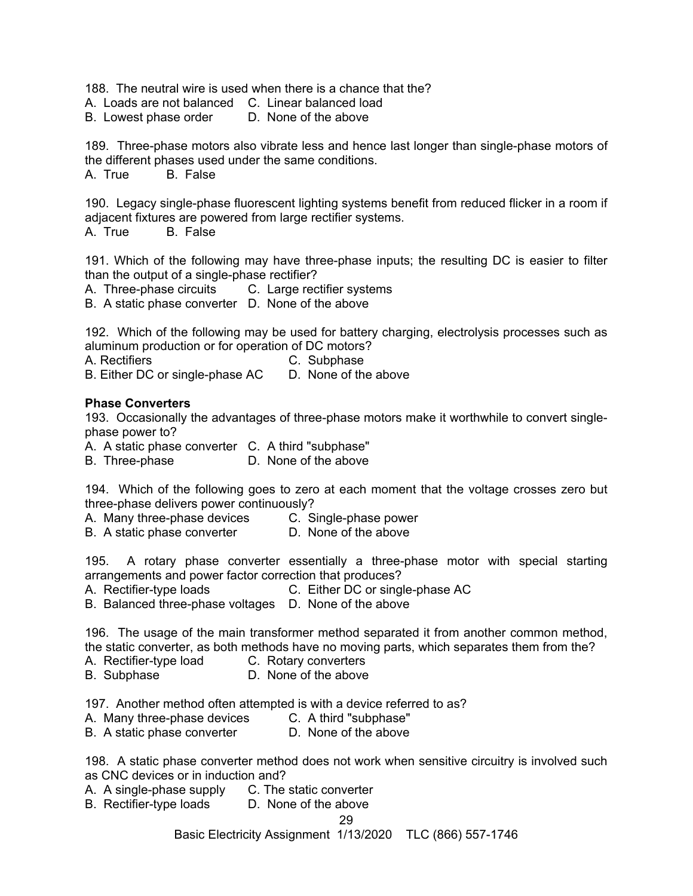188. The neutral wire is used when there is a chance that the?

A. Loads are not balanced  C. Linear balanced load
B. Lowest phase order  D. None of the above

189. Three-phase motors also vibrate less and hence last longer than single-phase motors of the different phases used under the same conditions.

A. True  B. False

190. Legacy single-phase fluorescent lighting systems benefit from reduced flicker in a room if adjacent fixtures are powered from large rectifier systems.

A. True  B. False

191. Which of the following may have three-phase inputs; the resulting DC is easier to filter than the output of a single-phase rectifier?

A. Three-phase circuits  C. Large rectifier systems
B. A static phase converter  D. None of the above

192. Which of the following may be used for battery charging, electrolysis processes such as aluminum production or for operation of DC motors?

A. Rectifiers  C. Subphase
B. Either DC or single-phase AC  D. None of the above

**Phase Converters**

193. Occasionally the advantages of three-phase motors make it worthwhile to convert single-phase power to?

A. A static phase converter  C. A third "subphase"
B. Three-phase  D. None of the above

194. Which of the following goes to zero at each moment that the voltage crosses zero but three-phase delivers power continuously?

A. Many three-phase devices  C. Single-phase power
B. A static phase converter  D. None of the above

195. A rotary phase converter essentially a three-phase motor with special starting arrangements and power factor correction that produces?

A. Rectifier-type loads  C. Either DC or single-phase AC
B. Balanced three-phase voltages  D. None of the above

196. The usage of the main transformer method separated it from another common method, the static converter, as both methods have no moving parts, which separates them from the?

A. Rectifier-type load  C. Rotary converters
B. Subphase  D. None of the above

197. Another method often attempted is with a device referred to as?

A. Many three-phase devices  C. A third "subphase"
B. A static phase converter  D. None of the above

198. A static phase converter method does not work when sensitive circuitry is involved such as CNC devices or in induction and?

A. A single-phase supply  C. The static converter
B. Rectifier-type loads  D. None of the above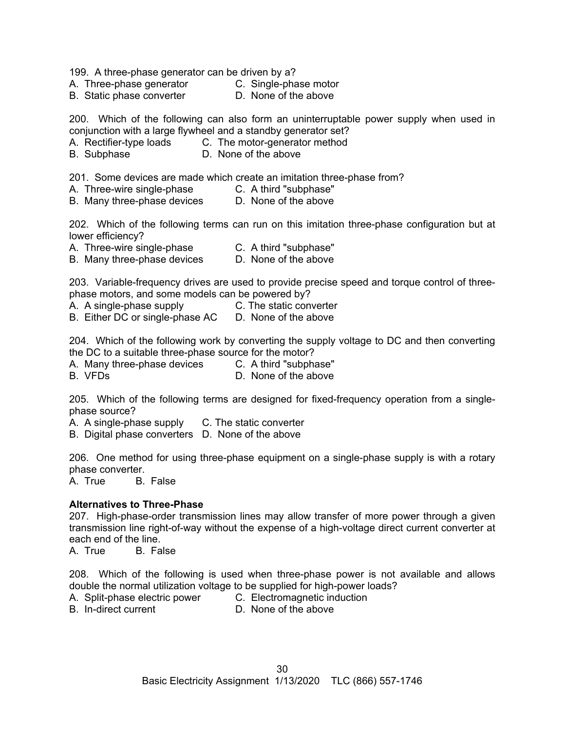199. A three-phase generator can be driven by a?
A. Three-phase generator C. Single-phase motor
B. Static phase converter D. None of the above

200. Which of the following can also form an uninterruptable power supply when used in conjunction with a large flywheel and a standby generator set?
A. Rectifier-type loads C. The motor-generator method
B. Subphase D. None of the above

201. Some devices are made which create an imitation three-phase from?
A. Three-wire single-phase C. A third "subphase"
B. Many three-phase devices D. None of the above

202. Which of the following terms can run on this imitation three-phase configuration but at lower efficiency?
A. Three-wire single-phase C. A third "subphase"
B. Many three-phase devices D. None of the above

203. Variable-frequency drives are used to provide precise speed and torque control of three-phase motors, and some models can be powered by?
A. A single-phase supply C. The static converter
B. Either DC or single-phase AC D. None of the above

204. Which of the following work by converting the supply voltage to DC and then converting the DC to a suitable three-phase source for the motor?
A. Many three-phase devices C. A third "subphase"
B. VFDs D. None of the above

205. Which of the following terms are designed for fixed-frequency operation from a single-phase source?
A. A single-phase supply C. The static converter
B. Digital phase converters D. None of the above

206. One method for using three-phase equipment on a single-phase supply is with a rotary phase converter.
A. True B. False

**Alternatives to Three-Phase**

207. High-phase-order transmission lines may allow transfer of more power through a given transmission line right-of-way without the expense of a high-voltage direct current converter at each end of the line.
A. True B. False

208. Which of the following is used when three-phase power is not available and allows double the normal utilization voltage to be supplied for high-power loads?
A. Split-phase electric power C. Electromagnetic induction
B. In-direct current D. None of the above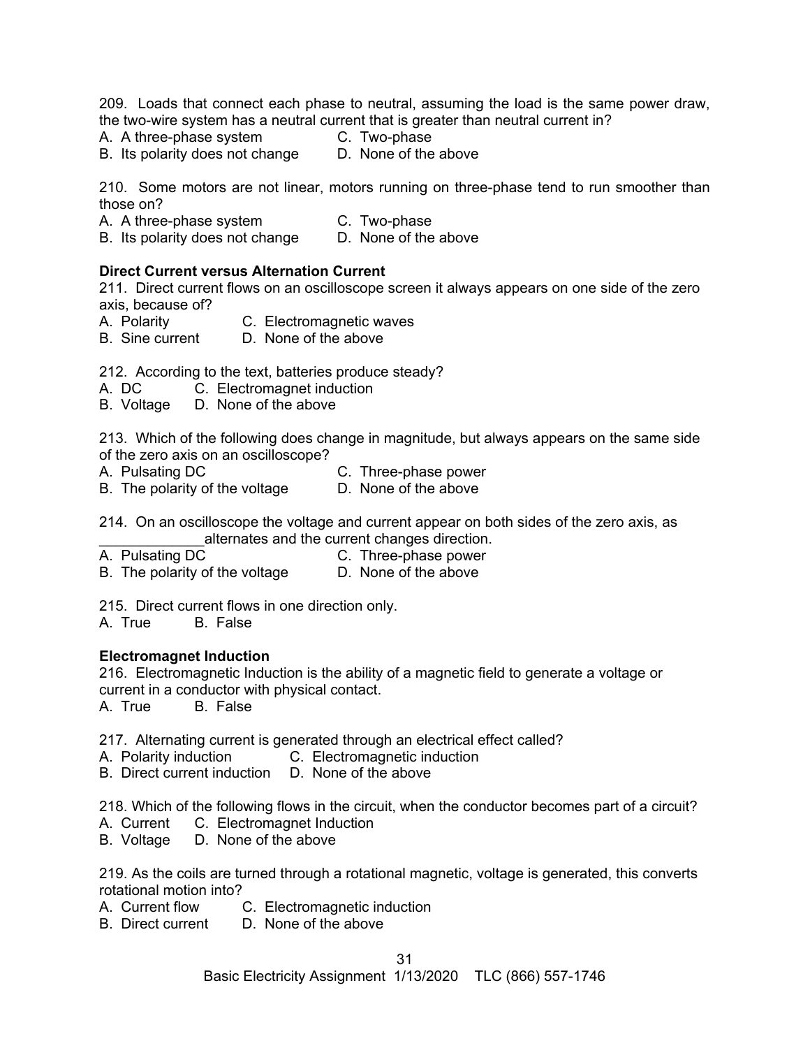209. Loads that connect each phase to neutral, assuming the load is the same power draw, the two-wire system has a neutral current that is greater than neutral current in?

A. A three-phase system  C. Two-phase
B. Its polarity does not change  D. None of the above

210. Some motors are not linear, motors running on three-phase tend to run smoother than those on?

A. A three-phase system  C. Two-phase
B. Its polarity does not change  D. None of the above

**Direct Current versus Alternation Current**

211. Direct current flows on an oscilloscope screen it always appears on one side of the zero axis, because of?

A. Polarity  C. Electromagnetic waves
B. Sine current  D. None of the above

212. According to the text, batteries produce steady?

A. DC  C. Electromagnet induction
B. Voltage  D. None of the above

213. Which of the following does change in magnitude, but always appears on the same side of the zero axis on an oscilloscope?

A. Pulsating DC  C. Three-phase power
B. The polarity of the voltage  D. None of the above

214. On an oscilloscope the voltage and current appear on both sides of the zero axis, as _____________alternates and the current changes direction.

A. Pulsating DC  C. Three-phase power
B. The polarity of the voltage  D. None of the above

215. Direct current flows in one direction only.

A. True  B. False

**Electromagnet Induction**

216. Electromagnetic Induction is the ability of a magnetic field to generate a voltage or current in a conductor with physical contact.

A. True  B. False

217. Alternating current is generated through an electrical effect called?

A. Polarity induction  C. Electromagnetic induction
B. Direct current induction  D. None of the above

218. Which of the following flows in the circuit, when the conductor becomes part of a circuit?

A. Current  C. Electromagnet Induction
B. Voltage  D. None of the above

219. As the coils are turned through a rotational magnetic, voltage is generated, this converts rotational motion into?

A. Current flow  C. Electromagnetic induction
B. Direct current  D. None of the above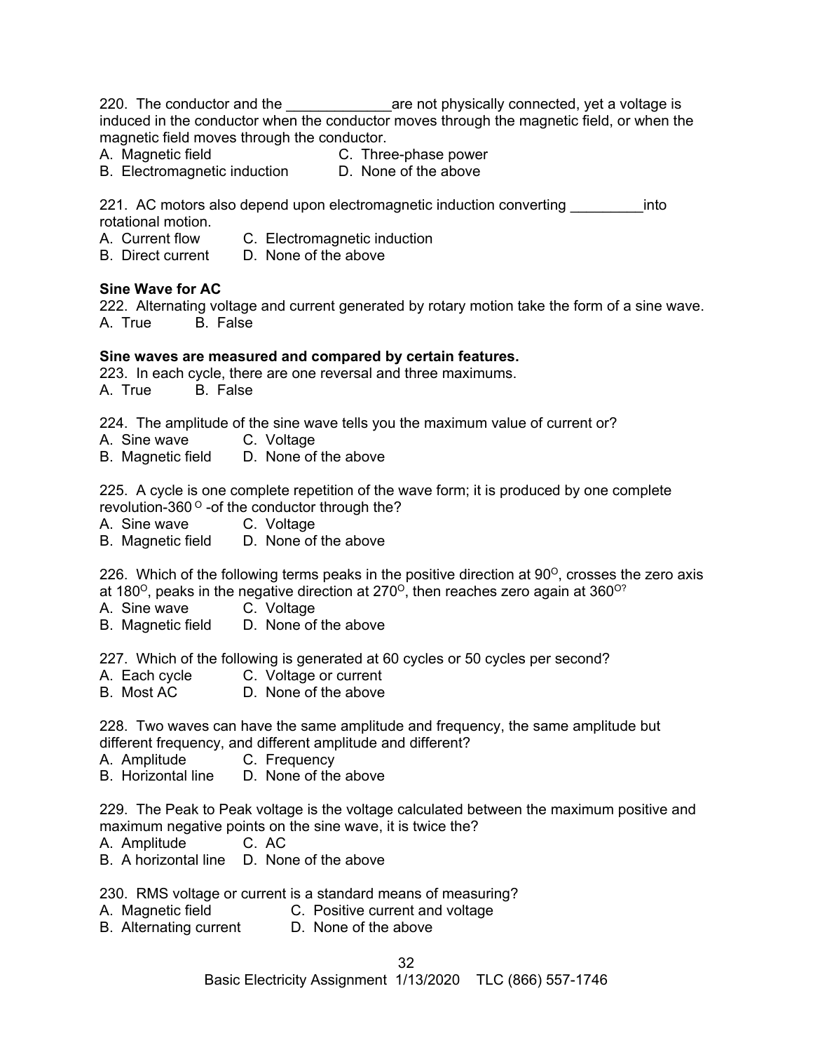220. The conductor and the _____________are not physically connected, yet a voltage is induced in the conductor when the conductor moves through the magnetic field, or when the magnetic field moves through the conductor.

A. Magnetic field
B. Electromagnetic induction
C. Three-phase power
D. None of the above

221. AC motors also depend upon electromagnetic induction converting _________into rotational motion.

A. Current flow
B. Direct current
C. Electromagnetic induction
D. None of the above

**Sine Wave for AC**

222. Alternating voltage and current generated by rotary motion take the form of a sine wave.

A. True B. False

**Sine waves are measured and compared by certain features.**

223. In each cycle, there are one reversal and three maximums.

A. True B. False

224. The amplitude of the sine wave tells you the maximum value of current or?

A. Sine wave
B. Magnetic field
C. Voltage
D. None of the above

225. A cycle is one complete repetition of the wave form; it is produced by one complete revolution-360 $^{O}$ -of the conductor through the?

A. Sine wave
B. Magnetic field
C. Voltage
D. None of the above

226. Which of the following terms peaks in the positive direction at 90$^{O}$, crosses the zero axis at 180$^{O}$, peaks in the negative direction at 270$^{O}$, then reaches zero again at 360$^{O?}$

A. Sine wave
B. Magnetic field
C. Voltage
D. None of the above

227. Which of the following is generated at 60 cycles or 50 cycles per second?

A. Each cycle
B. Most AC
C. Voltage or current
D. None of the above

228. Two waves can have the same amplitude and frequency, the same amplitude but different frequency, and different amplitude and different?

A. Amplitude
B. Horizontal line
C. Frequency
D. None of the above

229. The Peak to Peak voltage is the voltage calculated between the maximum positive and maximum negative points on the sine wave, it is twice the?

A. Amplitude
B. A horizontal line
C. AC
D. None of the above

230. RMS voltage or current is a standard means of measuring?

A. Magnetic field
B. Alternating current
C. Positive current and voltage
D. None of the above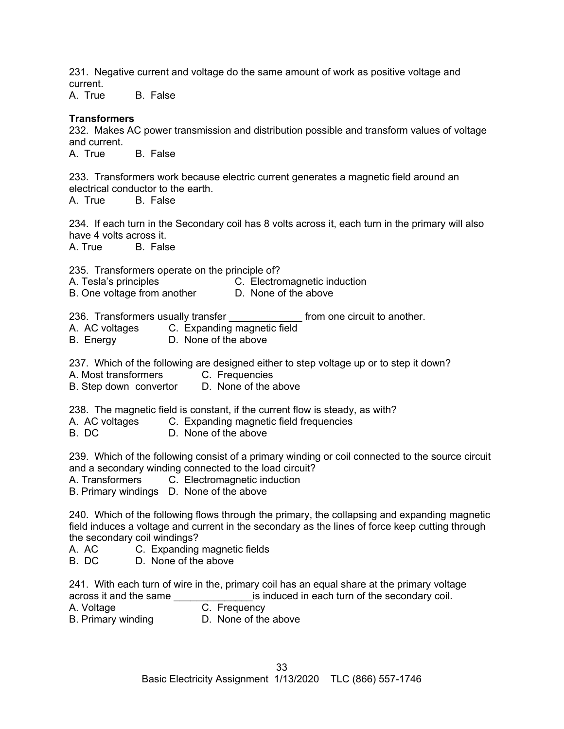231. Negative current and voltage do the same amount of work as positive voltage and current.
A. True B. False

**Transformers**

232. Makes AC power transmission and distribution possible and transform values of voltage and current.
A. True B. False

233. Transformers work because electric current generates a magnetic field around an electrical conductor to the earth.
A. True B. False

234. If each turn in the Secondary coil has 8 volts across it, each turn in the primary will also have 4 volts across it.
A. True B. False

235. Transformers operate on the principle of?
A. Tesla's principles C. Electromagnetic induction
B. One voltage from another D. None of the above

236. Transformers usually transfer _____________ from one circuit to another.
A. AC voltages C. Expanding magnetic field
B. Energy D. None of the above

237. Which of the following are designed either to step voltage up or to step it down?
A. Most transformers C. Frequencies
B. Step down convertor D. None of the above

238. The magnetic field is constant, if the current flow is steady, as with?
A. AC voltages C. Expanding magnetic field frequencies
B. DC D. None of the above

239. Which of the following consist of a primary winding or coil connected to the source circuit and a secondary winding connected to the load circuit?
A. Transformers C. Electromagnetic induction
B. Primary windings D. None of the above

240. Which of the following flows through the primary, the collapsing and expanding magnetic field induces a voltage and current in the secondary as the lines of force keep cutting through the secondary coil windings?
A. AC C. Expanding magnetic fields
B. DC D. None of the above

241. With each turn of wire in the, primary coil has an equal share at the primary voltage across it and the same ______________is induced in each turn of the secondary coil.
A. Voltage C. Frequency
B. Primary winding D. None of the above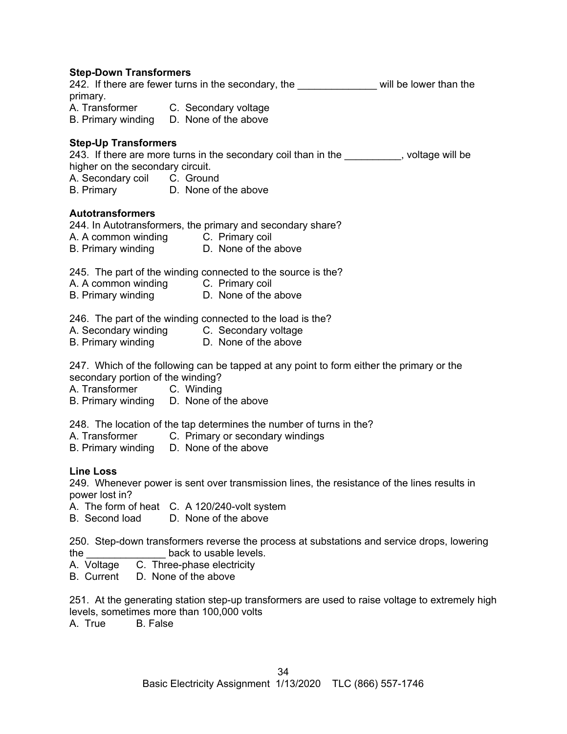**Step-Down Transformers**

242. If there are fewer turns in the secondary, the ______________ will be lower than the primary.

A. Transformer C. Secondary voltage
B. Primary winding D. None of the above

**Step-Up Transformers**

243. If there are more turns in the secondary coil than in the __________, voltage will be higher on the secondary circuit.

A. Secondary coil C. Ground
B. Primary D. None of the above

**Autotransformers**

244. In Autotransformers, the primary and secondary share?

A. A common winding C. Primary coil
B. Primary winding D. None of the above

245. The part of the winding connected to the source is the?

A. A common winding C. Primary coil
B. Primary winding D. None of the above

246. The part of the winding connected to the load is the?

A. Secondary winding C. Secondary voltage
B. Primary winding D. None of the above

247. Which of the following can be tapped at any point to form either the primary or the secondary portion of the winding?

A. Transformer C. Winding
B. Primary winding D. None of the above

248. The location of the tap determines the number of turns in the?

A. Transformer C. Primary or secondary windings
B. Primary winding D. None of the above

**Line Loss**

249. Whenever power is sent over transmission lines, the resistance of the lines results in power lost in?

A. The form of heat C. A 120/240-volt system
B. Second load D. None of the above

250. Step-down transformers reverse the process at substations and service drops, lowering the ______________ back to usable levels.

A. Voltage C. Three-phase electricity
B. Current D. None of the above

251. At the generating station step-up transformers are used to raise voltage to extremely high levels, sometimes more than 100,000 volts

A. True B. False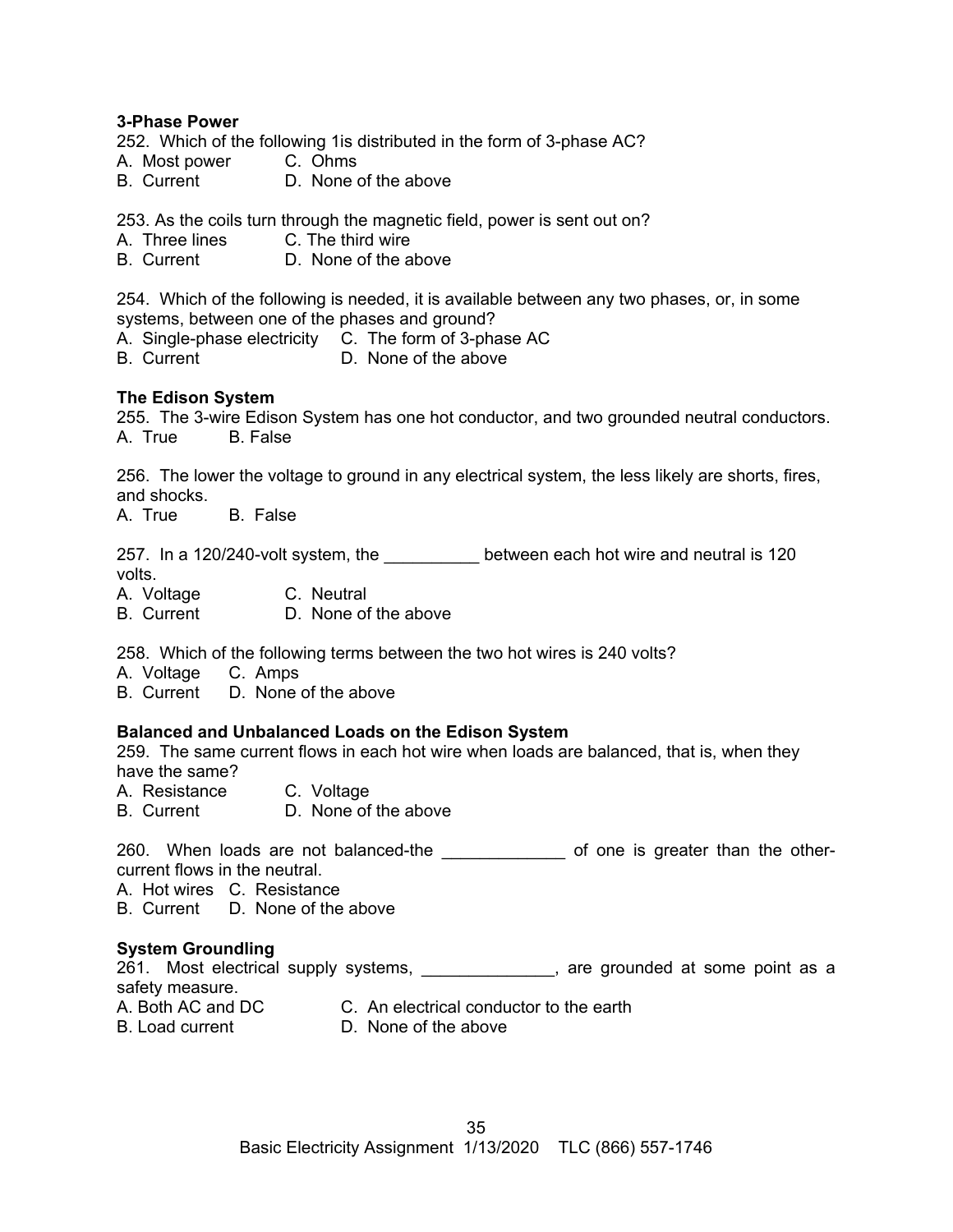**3-Phase Power**

252. Which of the following 1is distributed in the form of 3-phase AC?
A. Most power C. Ohms
B. Current D. None of the above

253. As the coils turn through the magnetic field, power is sent out on?
A. Three lines C. The third wire
B. Current D. None of the above

254. Which of the following is needed, it is available between any two phases, or, in some systems, between one of the phases and ground?
A. Single-phase electricity C. The form of 3-phase AC
B. Current D. None of the above

**The Edison System**

255. The 3-wire Edison System has one hot conductor, and two grounded neutral conductors.
A. True B. False

256. The lower the voltage to ground in any electrical system, the less likely are shorts, fires, and shocks.
A. True B. False

257. In a 120/240-volt system, the __________ between each hot wire and neutral is 120 volts.
A. Voltage C. Neutral
B. Current D. None of the above

258. Which of the following terms between the two hot wires is 240 volts?
A. Voltage C. Amps
B. Current D. None of the above

**Balanced and Unbalanced Loads on the Edison System**

259. The same current flows in each hot wire when loads are balanced, that is, when they have the same?
A. Resistance C. Voltage
B. Current D. None of the above

260. When loads are not balanced-the _____________ of one is greater than the other-current flows in the neutral.
A. Hot wires C. Resistance
B. Current D. None of the above

**System Groundling**

261. Most electrical supply systems, ______________, are grounded at some point as a safety measure.
A. Both AC and DC C. An electrical conductor to the earth
B. Load current D. None of the above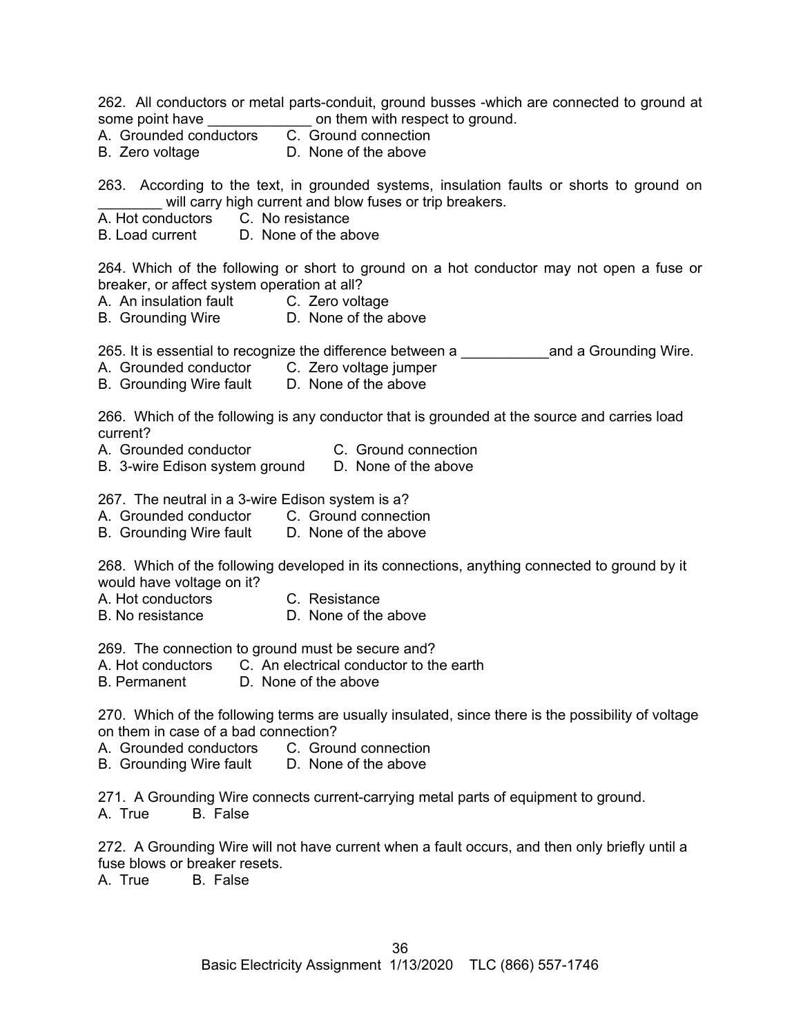262. All conductors or metal parts-conduit, ground busses -which are connected to ground at some point have _____________ on them with respect to ground.

A. Grounded conductors  C. Ground connection
B. Zero voltage  D. None of the above

263. According to the text, in grounded systems, insulation faults or shorts to ground on ________ will carry high current and blow fuses or trip breakers.

A. Hot conductors  C. No resistance
B. Load current  D. None of the above

264. Which of the following or short to ground on a hot conductor may not open a fuse or breaker, or affect system operation at all?

A. An insulation fault  C. Zero voltage
B. Grounding Wire  D. None of the above

265. It is essential to recognize the difference between a ___________and a Grounding Wire.

A. Grounded conductor  C. Zero voltage jumper
B. Grounding Wire fault  D. None of the above

266. Which of the following is any conductor that is grounded at the source and carries load current?

A. Grounded conductor  C. Ground connection
B. 3-wire Edison system ground  D. None of the above

267. The neutral in a 3-wire Edison system is a?

A. Grounded conductor  C. Ground connection
B. Grounding Wire fault  D. None of the above

268. Which of the following developed in its connections, anything connected to ground by it would have voltage on it?

A. Hot conductors  C. Resistance
B. No resistance  D. None of the above

269. The connection to ground must be secure and?

A. Hot conductors  C. An electrical conductor to the earth
B. Permanent  D. None of the above

270. Which of the following terms are usually insulated, since there is the possibility of voltage on them in case of a bad connection?

A. Grounded conductors  C. Ground connection
B. Grounding Wire fault  D. None of the above

271. A Grounding Wire connects current-carrying metal parts of equipment to ground.

A. True  B. False

272. A Grounding Wire will not have current when a fault occurs, and then only briefly until a fuse blows or breaker resets.

A. True  B. False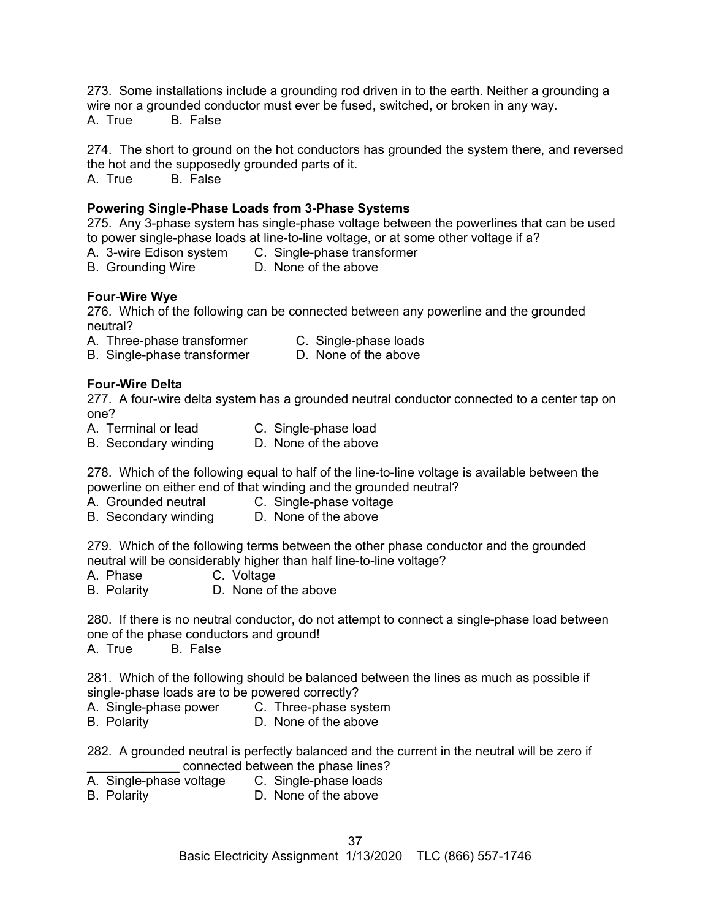273. Some installations include a grounding rod driven in to the earth. Neither a grounding a wire nor a grounded conductor must ever be fused, switched, or broken in any way.  
A. True B. False

274. The short to ground on the hot conductors has grounded the system there, and reversed the hot and the supposedly grounded parts of it.  
A. True B. False

**Powering Single-Phase Loads from 3-Phase Systems**

275. Any 3-phase system has single-phase voltage between the powerlines that can be used to power single-phase loads at line-to-line voltage, or at some other voltage if a?  
A. 3-wire Edison system C. Single-phase transformer  
B. Grounding Wire D. None of the above

**Four-Wire Wye**

276. Which of the following can be connected between any powerline and the grounded neutral?  
A. Three-phase transformer C. Single-phase loads  
B. Single-phase transformer D. None of the above

**Four-Wire Delta**

277. A four-wire delta system has a grounded neutral conductor connected to a center tap on one?  
A. Terminal or lead C. Single-phase load  
B. Secondary winding D. None of the above

278. Which of the following equal to half of the line-to-line voltage is available between the powerline on either end of that winding and the grounded neutral?  
A. Grounded neutral C. Single-phase voltage  
B. Secondary winding D. None of the above

279. Which of the following terms between the other phase conductor and the grounded neutral will be considerably higher than half line-to-line voltage?  
A. Phase C. Voltage  
B. Polarity D. None of the above

280. If there is no neutral conductor, do not attempt to connect a single-phase load between one of the phase conductors and ground!  
A. True B. False

281. Which of the following should be balanced between the lines as much as possible if single-phase loads are to be powered correctly?  
A. Single-phase power C. Three-phase system  
B. Polarity D. None of the above

282. A grounded neutral is perfectly balanced and the current in the neutral will be zero if _____________ connected between the phase lines?  
A. Single-phase voltage C. Single-phase loads  
B. Polarity D. None of the above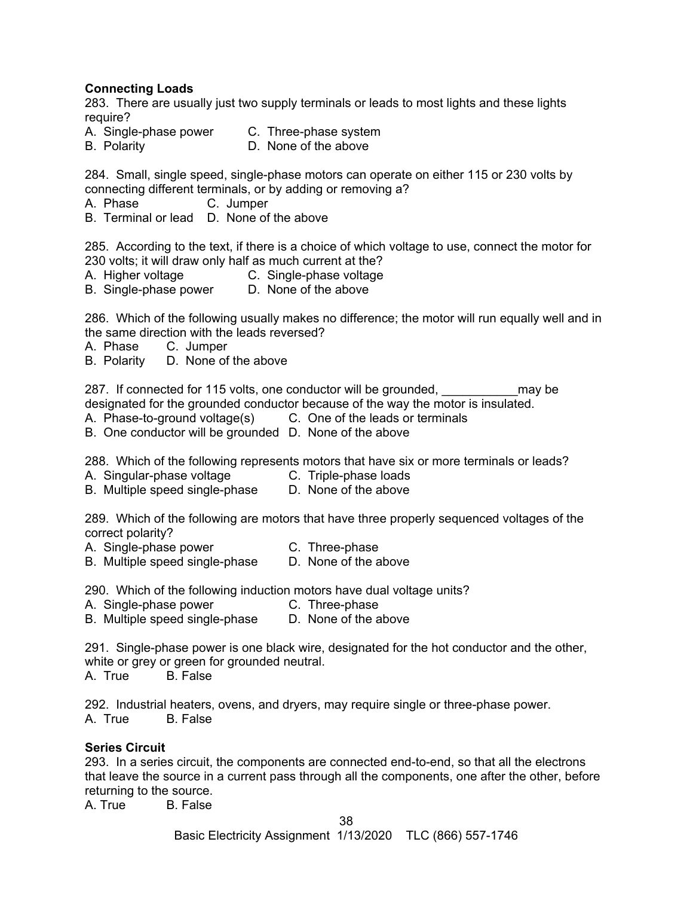**Connecting Loads**

283. There are usually just two supply terminals or leads to most lights and these lights require?

A. Single-phase power C. Three-phase system
B. Polarity D. None of the above

284. Small, single speed, single-phase motors can operate on either 115 or 230 volts by connecting different terminals, or by adding or removing a?

A. Phase C. Jumper
B. Terminal or lead D. None of the above

285. According to the text, if there is a choice of which voltage to use, connect the motor for 230 volts; it will draw only half as much current at the?

A. Higher voltage C. Single-phase voltage
B. Single-phase power D. None of the above

286. Which of the following usually makes no difference; the motor will run equally well and in the same direction with the leads reversed?

A. Phase C. Jumper
B. Polarity D. None of the above

287. If connected for 115 volts, one conductor will be grounded, ___________may be designated for the grounded conductor because of the way the motor is insulated.

A. Phase-to-ground voltage(s) C. One of the leads or terminals
B. One conductor will be grounded D. None of the above

288. Which of the following represents motors that have six or more terminals or leads?

A. Singular-phase voltage C. Triple-phase loads
B. Multiple speed single-phase D. None of the above

289. Which of the following are motors that have three properly sequenced voltages of the correct polarity?

A. Single-phase power C. Three-phase
B. Multiple speed single-phase D. None of the above

290. Which of the following induction motors have dual voltage units?

A. Single-phase power C. Three-phase
B. Multiple speed single-phase D. None of the above

291. Single-phase power is one black wire, designated for the hot conductor and the other, white or grey or green for grounded neutral.

A. True B. False

292. Industrial heaters, ovens, and dryers, may require single or three-phase power.

A. True B. False

**Series Circuit**

293. In a series circuit, the components are connected end-to-end, so that all the electrons that leave the source in a current pass through all the components, one after the other, before returning to the source.

A. True B. False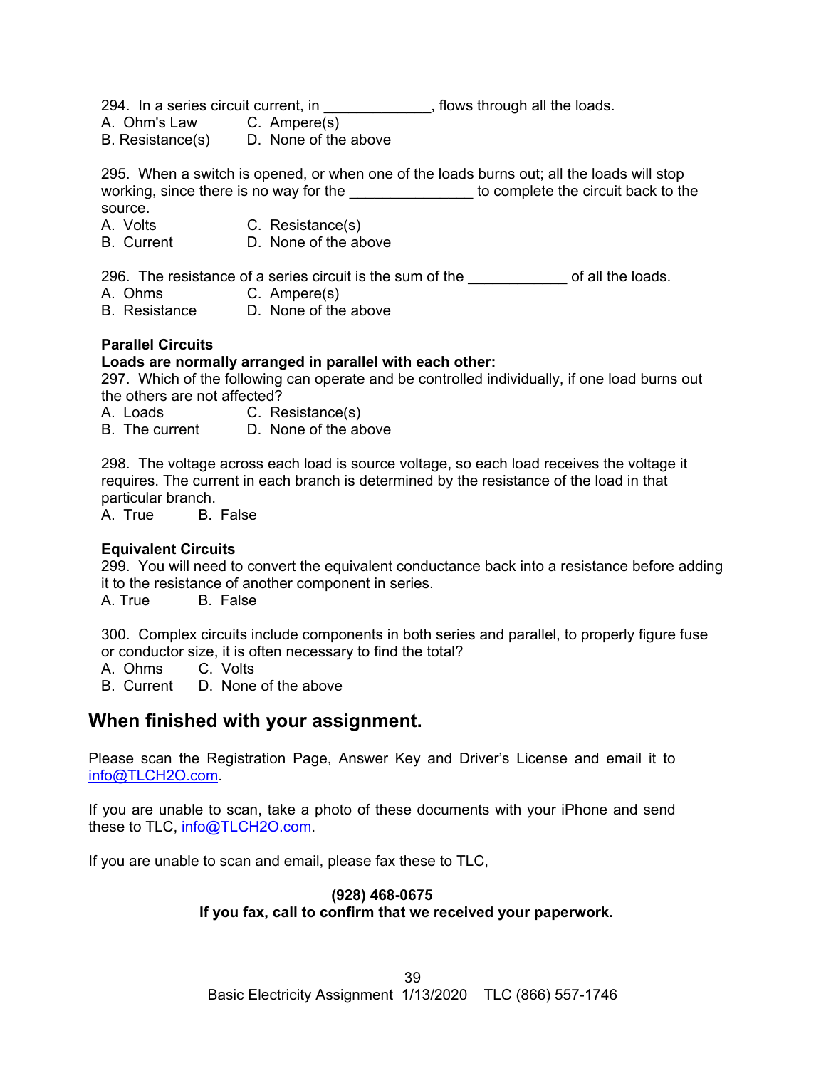294. In a series circuit current, in _____________, flows through all the loads.
A. Ohm's Law
B. Resistance(s)
C. Ampere(s)
D. None of the above

295. When a switch is opened, or when one of the loads burns out; all the loads will stop working, since there is no way for the _______________ to complete the circuit back to the source.
A. Volts
B. Current
C. Resistance(s)
D. None of the above

296. The resistance of a series circuit is the sum of the ____________ of all the loads.
A. Ohms
B. Resistance
C. Ampere(s)
D. None of the above

**Parallel Circuits**

**Loads are normally arranged in parallel with each other:**

297. Which of the following can operate and be controlled individually, if one load burns out the others are not affected?
A. Loads
B. The current
C. Resistance(s)
D. None of the above

298. The voltage across each load is source voltage, so each load receives the voltage it requires. The current in each branch is determined by the resistance of the load in that particular branch.
A. True
B. False

**Equivalent Circuits**

299. You will need to convert the equivalent conductance back into a resistance before adding it to the resistance of another component in series.
A. True
B. False

300. Complex circuits include components in both series and parallel, to properly figure fuse or conductor size, it is often necessary to find the total?
A. Ohms
B. Current
C. Volts
D. None of the above

## When finished with your assignment.

Please scan the Registration Page, Answer Key and Driver's License and email it to info@TLCH2O.com.

If you are unable to scan, take a photo of these documents with your iPhone and send these to TLC, info@TLCH2O.com.

If you are unable to scan and email, please fax these to TLC,

**(928) 468-0675**

**If you fax, call to confirm that we received your paperwork.**